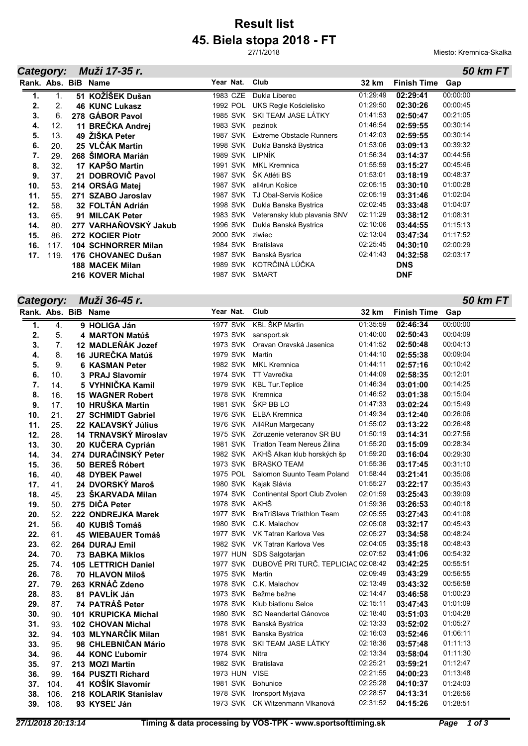# Result list

# 45. Biela stopa 2018 - FT

27/1/2018

Miesto: Kremnica-Skalka

## Category: Muži 17-35 r. — 50 km FT

| Rank. | Abs. | BiB | Name | Year | Nat. | Club | 32 km | Finish Time | Gap |
|---|---|---|---|---|---|---|---|---|---|
| 1. | 1. | 51 | KOŽÍŠEK Dušan | 1983 | CZE | Dukla Liberec | 01:29:49 | 02:29:41 | 00:00:00 |
| 2. | 2. | 46 | KUNC Lukasz | 1992 | POL | UKS Regle Kościelisko | 01:29:50 | 02:30:26 | 00:00:45 |
| 3. | 6. | 278 | GÁBOR Pavol | 1985 | SVK | SKI TEAM JASE LÁTKY | 01:41:53 | 02:50:47 | 00:21:05 |
| 4. | 12. | 11 | BREČKA Andrej | 1983 | SVK | pezinok | 01:46:54 | 02:59:55 | 00:30:14 |
| 5. | 13. | 49 | ŽIŠKA Peter | 1987 | SVK | Extreme Obstacle Runners | 01:42:03 | 02:59:55 | 00:30:14 |
| 6. | 20. | 25 | VLČÁK Martin | 1998 | SVK | Dukla Banská Bystrica | 01:53:06 | 03:09:13 | 00:39:32 |
| 7. | 29. | 268 | ŠIMORA Marián | 1989 | SVK | LIPNÍK | 01:56:34 | 03:14:37 | 00:44:56 |
| 8. | 32. | 17 | KAPŠO Martin | 1991 | SVK | MKL Kremnica | 01:55:59 | 03:15:27 | 00:45:46 |
| 9. | 37. | 21 | DOBROVIČ Pavol | 1987 | SVK | ŠK Atléti BS | 01:53:01 | 03:18:19 | 00:48:37 |
| 10. | 53. | 214 | ORSÁG Matej | 1987 | SVK | all4run Košice | 02:05:15 | 03:30:10 | 01:00:28 |
| 11. | 55. | 271 | SZABO Jaroslav | 1987 | SVK | TJ Obal-Servis Košice | 02:05:19 | 03:31:46 | 01:02:04 |
| 12. | 58. | 32 | FOLTÁN Adrián | 1998 | SVK | Dukla Banska Bystrica | 02:02:45 | 03:33:48 | 01:04:07 |
| 13. | 65. | 91 | MILCAK Peter | 1983 | SVK | Veteransky klub plavania SNV | 02:11:29 | 03:38:12 | 01:08:31 |
| 14. | 80. | 277 | VARHAŇOVSKÝ Jakub | 1996 | SVK | Dukla Banská Bystrica | 02:10:06 | 03:44:55 | 01:15:13 |
| 15. | 86. | 272 | KOCIER Piotr | 2000 | SVK | ziwiec | 02:13:04 | 03:47:34 | 01:17:52 |
| 16. | 117. | 104 | SCHNORRER Milan | 1984 | SVK | Bratislava | 02:25:45 | 04:30:10 | 02:00:29 |
| 17. | 119. | 176 | CHOVANEC Dušan | 1987 | SVK | Banská Bysrica | 02:41:43 | 04:32:58 | 02:03:17 |
| | | 188 | MACEK Milan | 1989 | SVK | KOTRČINÁ LÚČKA | | DNS | |
| | | 216 | KOVER Michal | 1987 | SVK | SMART | | DNF | |

## Category: Muži 36-45 r. — 50 km FT

| Rank. | Abs. | BiB | Name | Year | Nat. | Club | 32 km | Finish Time | Gap |
|---|---|---|---|---|---|---|---|---|---|
| 1. | 4. | 9 | HOLIGA Ján | 1977 | SVK | KBL ŠKP Martin | 01:35:59 | 02:46:34 | 00:00:00 |
| 2. | 5. | 4 | MARTON Matúš | 1973 | SVK | sansport.sk | 01:40:00 | 02:50:43 | 00:04:09 |
| 3. | 7. | 12 | MADLEŇÁK Jozef | 1973 | SVK | Oravan Oravská Jasenica | 01:41:52 | 02:50:48 | 00:04:13 |
| 4. | 8. | 16 | JUREČKA Matúš | 1979 | SVK | Martin | 01:44:10 | 02:55:38 | 00:09:04 |
| 5. | 9. | 6 | KASMAN Peter | 1982 | SVK | MKL Kremnica | 01:44:11 | 02:57:16 | 00:10:42 |
| 6. | 10. | 3 | PRAJ Slavomír | 1974 | SVK | TT Vavrečka | 01:44:09 | 02:58:35 | 00:12:01 |
| 7. | 14. | 5 | VYHNIČKA Kamil | 1979 | SVK | KBL Tur.Teplice | 01:46:34 | 03:01:00 | 00:14:25 |
| 8. | 16. | 15 | WAGNER Robert | 1978 | SVK | Kremnica | 01:46:52 | 03:01:38 | 00:15:04 |
| 9. | 17. | 10 | HRUŠKA Martin | 1981 | SVK | ŠKP BB LO | 01:47:33 | 03:02:24 | 00:15:49 |
| 10. | 21. | 27 | SCHMIDT Gabriel | 1976 | SVK | ELBA Kremnica | 01:49:34 | 03:12:40 | 00:26:06 |
| 11. | 25. | 22 | KAĽAVSKÝ Július | 1976 | SVK | All4Run Margecany | 01:55:02 | 03:13:22 | 00:26:48 |
| 12. | 28. | 14 | TRNAVSKÝ Miroslav | 1975 | SVK | Zdruzenie veteranov SR BU | 01:50:19 | 03:14:31 | 00:27:56 |
| 13. | 30. | 20 | KUČERA Cyprián | 1981 | SVK | Triatlon Team Nereus Žilina | 01:55:20 | 03:15:09 | 00:28:34 |
| 14. | 34. | 274 | DURAČINSKÝ Peter | 1982 | SVK | AKHŠ Alkan klub horských šp | 01:59:20 | 03:16:04 | 00:29:30 |
| 15. | 36. | 50 | BEREŠ Róbert | 1973 | SVK | BRASKO TEAM | 01:55:36 | 03:17:45 | 00:31:10 |
| 16. | 40. | 48 | DYBEK Pawel | 1975 | POL | Salomon Suunto Team Poland | 01:58:44 | 03:21:41 | 00:35:06 |
| 17. | 41. | 24 | DVORSKÝ Maroš | 1980 | SVK | Kajak Slávia | 01:55:27 | 03:22:17 | 00:35:43 |
| 18. | 45. | 23 | ŠKARVADA Milan | 1974 | SVK | Continental Sport Club Zvolen | 02:01:59 | 03:25:43 | 00:39:09 |
| 19. | 50. | 275 | DIČA Peter | 1978 | SVK | AKHŠ | 01:59:36 | 03:26:53 | 00:40:18 |
| 20. | 52. | 222 | ONDREJKA Marek | 1977 | SVK | BraTriSlava Triathlon Team | 02:05:55 | 03:27:43 | 00:41:08 |
| 21. | 56. | 40 | KUBIŠ Tomáš | 1980 | SVK | C.K. Malachov | 02:05:08 | 03:32:17 | 00:45:43 |
| 22. | 61. | 45 | WIEBAUER Tomáš | 1977 | SVK | VK Tatran Karlova Ves | 02:05:27 | 03:34:58 | 00:48:24 |
| 23. | 62. | 264 | DURAJ Emil | 1982 | SVK | VK Tatran Karlova Ves | 02:04:05 | 03:35:18 | 00:48:43 |
| 24. | 70. | 73 | BABKA Miklos | 1977 | HUN | SDS Salgotarjan | 02:07:52 | 03:41:06 | 00:54:32 |
| 25. | 74. | 105 | LETTRICH Daniel | 1977 | SVK | DUBOVÉ PRI TURČ. TEPLICIAC | 02:08:42 | 03:42:25 | 00:55:51 |
| 26. | 78. | 70 | HLAVON Miloš | 1975 | SVK | Martin | 02:09:49 | 03:43:29 | 00:56:55 |
| 27. | 79. | 263 | KRNÁČ Zdeno | 1978 | SVK | C.K. Malachov | 02:13:49 | 03:43:32 | 00:56:58 |
| 28. | 83. | 81 | PAVLÍK Ján | 1973 | SVK | Bežme bežne | 02:14:47 | 03:46:58 | 01:00:23 |
| 29. | 87. | 74 | PATRÁŠ Peter | 1978 | SVK | Klub biatlonu Selce | 02:15:11 | 03:47:43 | 01:01:09 |
| 30. | 90. | 101 | KRUPICKA Michal | 1980 | SVK | SC Neandertal Gánovce | 02:18:40 | 03:51:03 | 01:04:28 |
| 31. | 93. | 102 | CHOVAN Michal | 1978 | SVK | Banská Bystrica | 02:13:33 | 03:52:02 | 01:05:27 |
| 32. | 94. | 103 | MLYNARČÍK Milan | 1981 | SVK | Banska Bystrica | 02:16:03 | 03:52:46 | 01:06:11 |
| 33. | 95. | 98 | CHLEBNIČAN Mário | 1978 | SVK | SKI TEAM JASE LÁTKY | 02:18:36 | 03:57:48 | 01:11:13 |
| 34. | 96. | 44 | KONC Ľubomír | 1974 | SVK | Nitra | 02:13:34 | 03:58:04 | 01:11:30 |
| 35. | 97. | 213 | MOZI Martin | 1982 | SVK | Bratislava | 02:25:21 | 03:59:21 | 01:12:47 |
| 36. | 99. | 164 | PUSZTI Richard | 1973 | HUN | VISE | 02:21:55 | 04:00:23 | 01:13:48 |
| 37. | 104. | 41 | KOŠÍK Slavomír | 1981 | SVK | Bohunice | 02:25:28 | 04:10:37 | 01:24:03 |
| 38. | 106. | 218 | KOLARIK Stanislav | 1978 | SVK | Ironsport Myjava | 02:28:57 | 04:13:31 | 01:26:56 |
| 39. | 108. | 93 | KYSEĽ Ján | 1973 | SVK | CK Witzenmann Vlkanová | 02:31:52 | 04:15:26 | 01:28:51 |

27/1/2018 20:13:14 — Timing & data processing by VOS-TPK - www.sportsofttiming.sk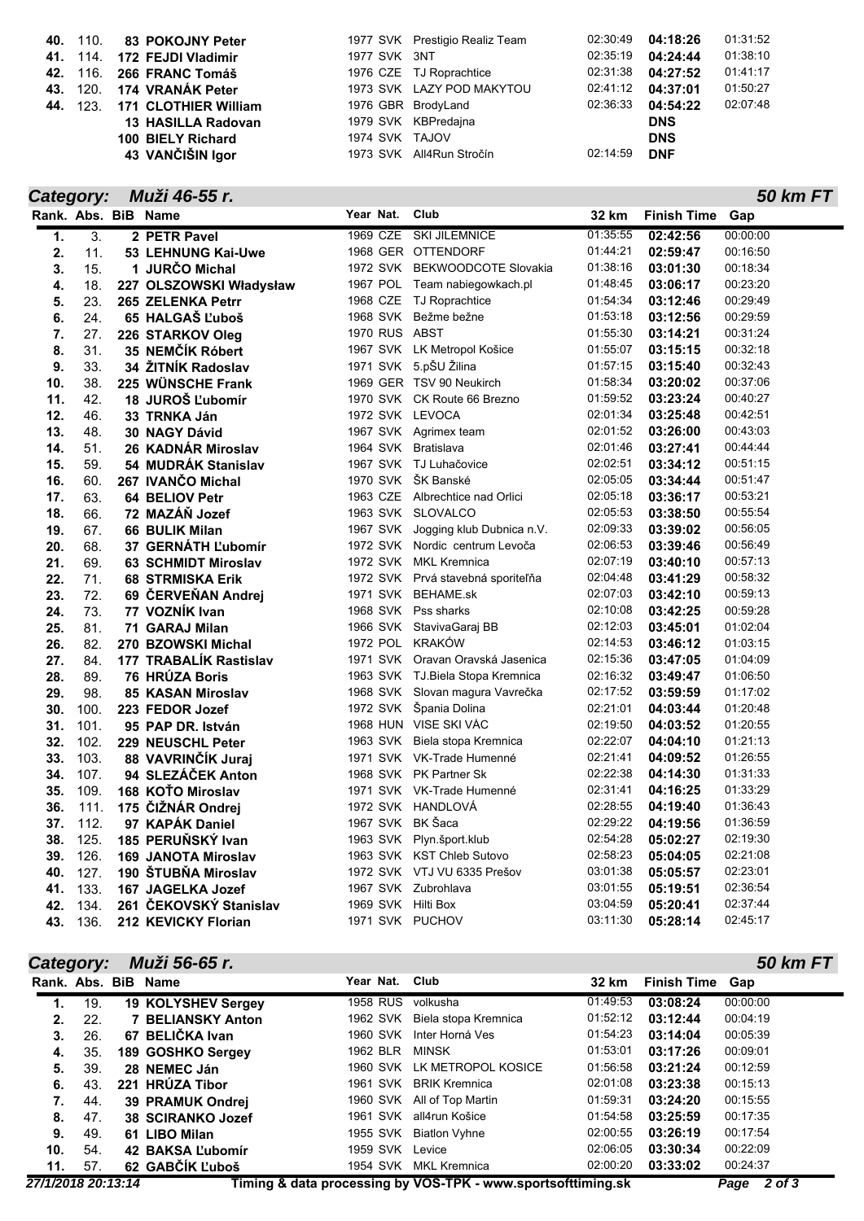| Rank. | Abs. | BiB | Name | Year | Nat. | Club | 32 km | Finish Time | Gap |
|---|---|---|---|---|---|---|---|---|---|
| **40.** | 110. | **83** | **POKOJNY Peter** | 1977 | SVK | Prestigio Realiz Team | 02:30:49 | **04:18:26** | 01:31:52 |
| **41.** | 114. | **172** | **FEJDI Vladimir** | 1977 | SVK | 3NT | 02:35:19 | **04:24:44** | 01:38:10 |
| **42.** | 116. | **266** | **FRANC Tomáš** | 1976 | CZE | TJ Roprachtice | 02:31:38 | **04:27:52** | 01:41:17 |
| **43.** | 120. | **174** | **VRANÁK Peter** | 1973 | SVK | LAZY POD MAKYTOU | 02:41:12 | **04:37:01** | 01:50:27 |
| **44.** | 123. | **171** | **CLOTHIER William** | 1976 | GBR | BrodyLand | 02:36:33 | **04:54:22** | 02:07:48 |
| | | **13** | **HASILLA Radovan** | 1979 | SVK | KBPredajna | | **DNS** | |
| | | **100** | **BIELY Richard** | 1974 | SVK | TAJOV | | **DNS** | |
| | | **43** | **VANČIŠIN Igor** | 1973 | SVK | All4Run Stročín | 02:14:59 | **DNF** | |

## *Category: Muži 46-55 r.* — *50 km FT*

| Rank. | Abs. | BiB | Name | Year | Nat. | Club | 32 km | Finish Time | Gap |
|---|---|---|---|---|---|---|---|---|---|
| **1.** | 3. | **2** | **PETR Pavel** | 1969 | CZE | SKI JILEMNICE | 01:35:55 | **02:42:56** | 00:00:00 |
| **2.** | 11. | **53** | **LEHNUNG Kai-Uwe** | 1968 | GER | OTTENDORF | 01:44:21 | **02:59:47** | 00:16:50 |
| **3.** | 15. | **1** | **JURČO Michal** | 1972 | SVK | BEKWOODCOTE Slovakia | 01:38:16 | **03:01:30** | 00:18:34 |
| **4.** | 18. | **227** | **OLSZOWSKI Władysław** | 1967 | POL | Team nabiegowkach.pl | 01:48:45 | **03:06:17** | 00:23:20 |
| **5.** | 23. | **265** | **ZELENKA Petrr** | 1968 | CZE | TJ Roprachtice | 01:54:34 | **03:12:46** | 00:29:49 |
| **6.** | 24. | **65** | **HALGAŠ Ľuboš** | 1968 | SVK | Bežme bežne | 01:53:18 | **03:12:56** | 00:29:59 |
| **7.** | 27. | **226** | **STARKOV Oleg** | 1970 | RUS | ABST | 01:55:30 | **03:14:21** | 00:31:24 |
| **8.** | 31. | **35** | **NEMČÍK Róbert** | 1967 | SVK | LK Metropol Košice | 01:55:07 | **03:15:15** | 00:32:18 |
| **9.** | 33. | **34** | **ŽITNÍK Radoslav** | 1971 | SVK | 5.pŠU Žilina | 01:57:15 | **03:15:40** | 00:32:43 |
| **10.** | 38. | **225** | **WÜNSCHE Frank** | 1969 | GER | TSV 90 Neukirch | 01:58:34 | **03:20:02** | 00:37:06 |
| **11.** | 42. | **18** | **JUROŠ Ľubomír** | 1970 | SVK | CK Route 66 Brezno | 01:59:52 | **03:23:24** | 00:40:27 |
| **12.** | 46. | **33** | **TRNKA Ján** | 1972 | SVK | LEVOCA | 02:01:34 | **03:25:48** | 00:42:51 |
| **13.** | 48. | **30** | **NAGY Dávid** | 1967 | SVK | Agrimex team | 02:01:52 | **03:26:00** | 00:43:03 |
| **14.** | 51. | **26** | **KADNÁR Miroslav** | 1964 | SVK | Bratislava | 02:01:46 | **03:27:41** | 00:44:44 |
| **15.** | 59. | **54** | **MUDRÁK Stanislav** | 1967 | SVK | TJ Luhačovice | 02:02:51 | **03:34:12** | 00:51:15 |
| **16.** | 60. | **267** | **IVANČO Michal** | 1970 | SVK | ŠK Banské | 02:05:05 | **03:34:44** | 00:51:47 |
| **17.** | 63. | **64** | **BELIOV Petr** | 1963 | CZE | Albrechtice nad Orlici | 02:05:18 | **03:36:17** | 00:53:21 |
| **18.** | 66. | **72** | **MAZÁŇ Jozef** | 1963 | SVK | SLOVALCO | 02:05:53 | **03:38:50** | 00:55:54 |
| **19.** | 67. | **66** | **BULIK Milan** | 1967 | SVK | Jogging klub Dubnica n.V. | 02:09:33 | **03:39:02** | 00:56:05 |
| **20.** | 68. | **37** | **GERNÁTH Ľubomír** | 1972 | SVK | Nordic centrum Levoča | 02:06:53 | **03:39:46** | 00:56:49 |
| **21.** | 69. | **63** | **SCHMIDT Miroslav** | 1972 | SVK | MKL Kremnica | 02:07:19 | **03:40:10** | 00:57:13 |
| **22.** | 71. | **68** | **STRMISKA Erik** | 1972 | SVK | Prvá stavebná sporiteľňa | 02:04:48 | **03:41:29** | 00:58:32 |
| **23.** | 72. | **69** | **ČERVEŇAN Andrej** | 1971 | SVK | BEHAME.sk | 02:07:03 | **03:42:10** | 00:59:13 |
| **24.** | 73. | **77** | **VOZNÍK Ivan** | 1968 | SVK | Pss sharks | 02:10:08 | **03:42:25** | 00:59:28 |
| **25.** | 81. | **71** | **GARAJ Milan** | 1966 | SVK | StavivaGaraj BB | 02:12:03 | **03:45:01** | 01:02:04 |
| **26.** | 82. | **270** | **BZOWSKI Michal** | 1972 | POL | KRAKÓW | 02:14:53 | **03:46:12** | 01:03:15 |
| **27.** | 84. | **177** | **TRABALÍK Rastislav** | 1971 | SVK | Oravan Oravská Jasenica | 02:15:36 | **03:47:05** | 01:04:09 |
| **28.** | 89. | **76** | **HRÚZA Boris** | 1963 | SVK | TJ.Biela Stopa Kremnica | 02:16:32 | **03:49:47** | 01:06:50 |
| **29.** | 98. | **85** | **KASAN Miroslav** | 1968 | SVK | Slovan magura Vavrečka | 02:17:52 | **03:59:59** | 01:17:02 |
| **30.** | 100. | **223** | **FEDOR Jozef** | 1972 | SVK | Špania Dolina | 02:21:01 | **04:03:44** | 01:20:48 |
| **31.** | 101. | **95** | **PAP DR. István** | 1968 | HUN | VISE SKI VÁC | 02:19:50 | **04:03:52** | 01:20:55 |
| **32.** | 102. | **229** | **NEUSCHL Peter** | 1963 | SVK | Biela stopa Kremnica | 02:22:07 | **04:04:10** | 01:21:13 |
| **33.** | 103. | **88** | **VAVRINČÍK Juraj** | 1971 | SVK | VK-Trade Humenné | 02:21:41 | **04:09:52** | 01:26:55 |
| **34.** | 107. | **94** | **SLEZÁČEK Anton** | 1968 | SVK | PK Partner Sk | 02:22:38 | **04:14:30** | 01:31:33 |
| **35.** | 109. | **168** | **KOŤO Miroslav** | 1971 | SVK | VK-Trade Humenné | 02:31:41 | **04:16:25** | 01:33:29 |
| **36.** | 111. | **175** | **ČIŽNÁR Ondrej** | 1972 | SVK | HANDLOVÁ | 02:28:55 | **04:19:40** | 01:36:43 |
| **37.** | 112. | **97** | **KAPÁK Daniel** | 1967 | SVK | BK Šaca | 02:29:22 | **04:19:56** | 01:36:59 |
| **38.** | 125. | **185** | **PERUŇSKÝ Ivan** | 1963 | SVK | Plyn.šport.klub | 02:54:28 | **05:02:27** | 02:19:30 |
| **39.** | 126. | **169** | **JANOTA Miroslav** | 1963 | SVK | KST Chleb Sutovo | 02:58:23 | **05:04:05** | 02:21:08 |
| **40.** | 127. | **190** | **ŠTUBŇA Miroslav** | 1972 | SVK | VTJ VU 6335 Prešov | 03:01:38 | **05:05:57** | 02:23:01 |
| **41.** | 133. | **167** | **JAGELKA Jozef** | 1967 | SVK | Zubrohlava | 03:01:55 | **05:19:51** | 02:36:54 |
| **42.** | 134. | **261** | **ČEKOVSKÝ Stanislav** | 1969 | SVK | Hilti Box | 03:04:59 | **05:20:41** | 02:37:44 |
| **43.** | 136. | **212** | **KEVICKY Florian** | 1971 | SVK | PUCHOV | 03:11:30 | **05:28:14** | 02:45:17 |

## *Category: Muži 56-65 r.* — *50 km FT*

| Rank. | Abs. | BiB | Name | Year | Nat. | Club | 32 km | Finish Time | Gap |
|---|---|---|---|---|---|---|---|---|---|
| **1.** | 19. | **19** | **KOLYSHEV Sergey** | 1958 | RUS | volkusha | 01:49:53 | **03:08:24** | 00:00:00 |
| **2.** | 22. | **7** | **BELIANSKY Anton** | 1962 | SVK | Biela stopa Kremnica | 01:52:12 | **03:12:44** | 00:04:19 |
| **3.** | 26. | **67** | **BELIČKA Ivan** | 1960 | SVK | Inter Horná Ves | 01:54:23 | **03:14:04** | 00:05:39 |
| **4.** | 35. | **189** | **GOSHKO Sergey** | 1962 | BLR | MINSK | 01:53:01 | **03:17:26** | 00:09:01 |
| **5.** | 39. | **28** | **NEMEC Ján** | 1960 | SVK | LK METROPOL KOSICE | 01:56:58 | **03:21:24** | 00:12:59 |
| **6.** | 43. | **221** | **HRÚZA Tibor** | 1961 | SVK | BRIK Kremnica | 02:01:08 | **03:23:38** | 00:15:13 |
| **7.** | 44. | **39** | **PRAMUK Ondrej** | 1960 | SVK | All of Top Martin | 01:59:31 | **03:24:20** | 00:15:55 |
| **8.** | 47. | **38** | **SCIRANKO Jozef** | 1961 | SVK | all4run Košice | 01:54:58 | **03:25:59** | 00:17:35 |
| **9.** | 49. | **61** | **LIBO Milan** | 1955 | SVK | Biatlon Vyhne | 02:00:55 | **03:26:19** | 00:17:54 |
| **10.** | 54. | **42** | **BAKSA Ľubomír** | 1959 | SVK | Levice | 02:06:05 | **03:30:34** | 00:22:09 |
| **11.** | 57. | **62** | **GABČÍK Ľuboš** | 1954 | SVK | MKL Kremnica | 02:00:20 | **03:33:02** | 00:24:37 |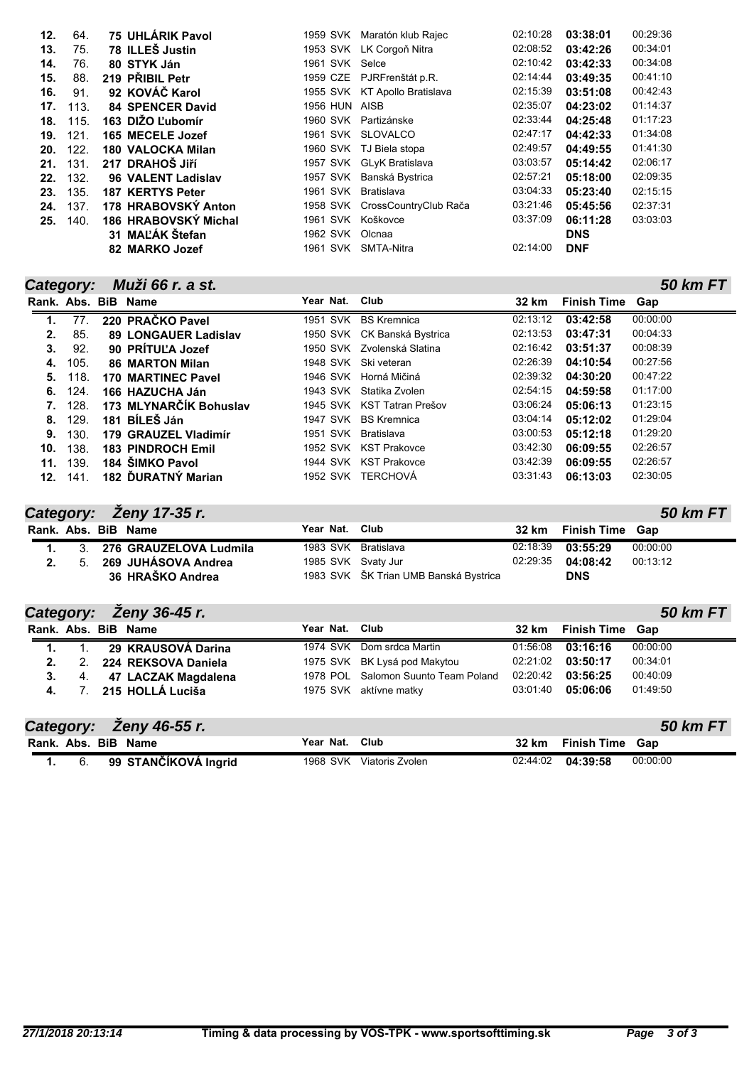| Rank. | Abs. | BiB | Name | Year | Nat. | Club | 32 km | Finish Time | Gap |
|---|---|---|---|---|---|---|---|---|---|
| **12.** | 64. | 75 | **UHLÁRIK Pavol** | 1959 | SVK | Maratón klub Rajec | 02:10:28 | **03:38:01** | 00:29:36 |
| **13.** | 75. | 78 | **ILLEŠ Justin** | 1953 | SVK | LK Corgoň Nitra | 02:08:52 | **03:42:26** | 00:34:01 |
| **14.** | 76. | 80 | **STYK Ján** | 1961 | SVK | Selce | 02:10:42 | **03:42:33** | 00:34:08 |
| **15.** | 88. | 219 | **PŘIBIL Petr** | 1959 | CZE | PJRFrenštát p.R. | 02:14:44 | **03:49:35** | 00:41:10 |
| **16.** | 91. | 92 | **KOVÁČ Karol** | 1955 | SVK | KT Apollo Bratislava | 02:15:39 | **03:51:08** | 00:42:43 |
| **17.** | 113. | 84 | **SPENCER David** | 1956 | HUN | AISB | 02:35:07 | **04:23:02** | 01:14:37 |
| **18.** | 115. | 163 | **DIŽO Ľubomír** | 1960 | SVK | Partizánske | 02:33:44 | **04:25:48** | 01:17:23 |
| **19.** | 121. | 165 | **MECELE Jozef** | 1961 | SVK | SLOVALCO | 02:47:17 | **04:42:33** | 01:34:08 |
| **20.** | 122. | 180 | **VALOCKA Milan** | 1960 | SVK | TJ Biela stopa | 02:49:57 | **04:49:55** | 01:41:30 |
| **21.** | 131. | 217 | **DRAHOŠ Jiří** | 1957 | SVK | GLyK Bratislava | 03:03:57 | **05:14:42** | 02:06:17 |
| **22.** | 132. | 96 | **VALENT Ladislav** | 1957 | SVK | Banská Bystrica | 02:57:21 | **05:18:00** | 02:09:35 |
| **23.** | 135. | 187 | **KERTYS Peter** | 1961 | SVK | Bratislava | 03:04:33 | **05:23:40** | 02:15:15 |
| **24.** | 137. | 178 | **HRABOVSKÝ Anton** | 1958 | SVK | CrossCountryClub Rača | 03:21:46 | **05:45:56** | 02:37:31 |
| **25.** | 140. | 186 | **HRABOVSKÝ Michal** | 1961 | SVK | Koškovce | 03:37:09 | **06:11:28** | 03:03:03 |
| | | 31 | **MAĽÁK Štefan** | 1962 | SVK | Olcnaa | | **DNS** | |
| | | 82 | **MARKO Jozef** | 1961 | SVK | SMTA-Nitra | 02:14:00 | **DNF** | |

## Category: Muži 66 r. a st. — 50 km FT

| Rank. | Abs. | BiB | Name | Year | Nat. | Club | 32 km | Finish Time | Gap |
|---|---|---|---|---|---|---|---|---|---|
| **1.** | 77. | 220 | **PRAČKO Pavel** | 1951 | SVK | BS Kremnica | 02:13:12 | **03:42:58** | 00:00:00 |
| **2.** | 85. | 89 | **LONGAUER Ladislav** | 1950 | SVK | CK Banská Bystrica | 02:13:53 | **03:47:31** | 00:04:33 |
| **3.** | 92. | 90 | **PRÍTUĽA Jozef** | 1950 | SVK | Zvolenská Slatina | 02:16:42 | **03:51:37** | 00:08:39 |
| **4.** | 105. | 86 | **MARTON Milan** | 1948 | SVK | Ski veteran | 02:26:39 | **04:10:54** | 00:27:56 |
| **5.** | 118. | 170 | **MARTINEC Pavel** | 1946 | SVK | Horná Mičiná | 02:39:32 | **04:30:20** | 00:47:22 |
| **6.** | 124. | 166 | **HAZUCHA Ján** | 1943 | SVK | Statika Zvolen | 02:54:15 | **04:59:58** | 01:17:00 |
| **7.** | 128. | 173 | **MLYNARČÍK Bohuslav** | 1945 | SVK | KST Tatran Prešov | 03:06:24 | **05:06:13** | 01:23:15 |
| **8.** | 129. | 181 | **BÍLEŠ Ján** | 1947 | SVK | BS Kremnica | 03:04:14 | **05:12:02** | 01:29:04 |
| **9.** | 130. | 179 | **GRAUZEL Vladimír** | 1951 | SVK | Bratislava | 03:00:53 | **05:12:18** | 01:29:20 |
| **10.** | 138. | 183 | **PINDROCH Emil** | 1952 | SVK | KST Prakovce | 03:42:30 | **06:09:55** | 02:26:57 |
| **11.** | 139. | 184 | **ŠIMKO Pavol** | 1944 | SVK | KST Prakovce | 03:42:39 | **06:09:55** | 02:26:57 |
| **12.** | 141. | 182 | **ĎURATNÝ Marian** | 1952 | SVK | TERCHOVÁ | 03:31:43 | **06:13:03** | 02:30:05 |

## Category: Ženy 17-35 r. — 50 km FT

| Rank. | Abs. | BiB | Name | Year | Nat. | Club | 32 km | Finish Time | Gap |
|---|---|---|---|---|---|---|---|---|---|
| **1.** | 3. | 276 | **GRAUZELOVA Ludmila** | 1983 | SVK | Bratislava | 02:18:39 | **03:55:29** | 00:00:00 |
| **2.** | 5. | 269 | **JUHÁSOVA Andrea** | 1985 | SVK | Svaty Jur | 02:29:35 | **04:08:42** | 00:13:12 |
| | | 36 | **HRAŠKO Andrea** | 1983 | SVK | ŠK Trian UMB Banská Bystrica | | **DNS** | |

## Category: Ženy 36-45 r. — 50 km FT

| Rank. | Abs. | BiB | Name | Year | Nat. | Club | 32 km | Finish Time | Gap |
|---|---|---|---|---|---|---|---|---|---|
| **1.** | 1. | 29 | **KRAUSOVÁ Darina** | 1974 | SVK | Dom srdca Martin | 01:56:08 | **03:16:16** | 00:00:00 |
| **2.** | 2. | 224 | **REKSOVA Daniela** | 1975 | SVK | BK Lysá pod Makytou | 02:21:02 | **03:50:17** | 00:34:01 |
| **3.** | 4. | 47 | **LACZAK Magdalena** | 1978 | POL | Salomon Suunto Team Poland | 02:20:42 | **03:56:25** | 00:40:09 |
| **4.** | 7. | 215 | **HOLLÁ Luciša** | 1975 | SVK | aktívne matky | 03:01:40 | **05:06:06** | 01:49:50 |

## Category: Ženy 46-55 r. — 50 km FT

| Rank. | Abs. | BiB | Name | Year | Nat. | Club | 32 km | Finish Time | Gap |
|---|---|---|---|---|---|---|---|---|---|
| **1.** | 6. | 99 | **STANČÍKOVÁ Ingrid** | 1968 | SVK | Viatoris Zvolen | 02:44:02 | **04:39:58** | 00:00:00 |

27/1/2018 20:13:14 — Timing & data processing by VOS-TPK - www.sportsofttiming.sk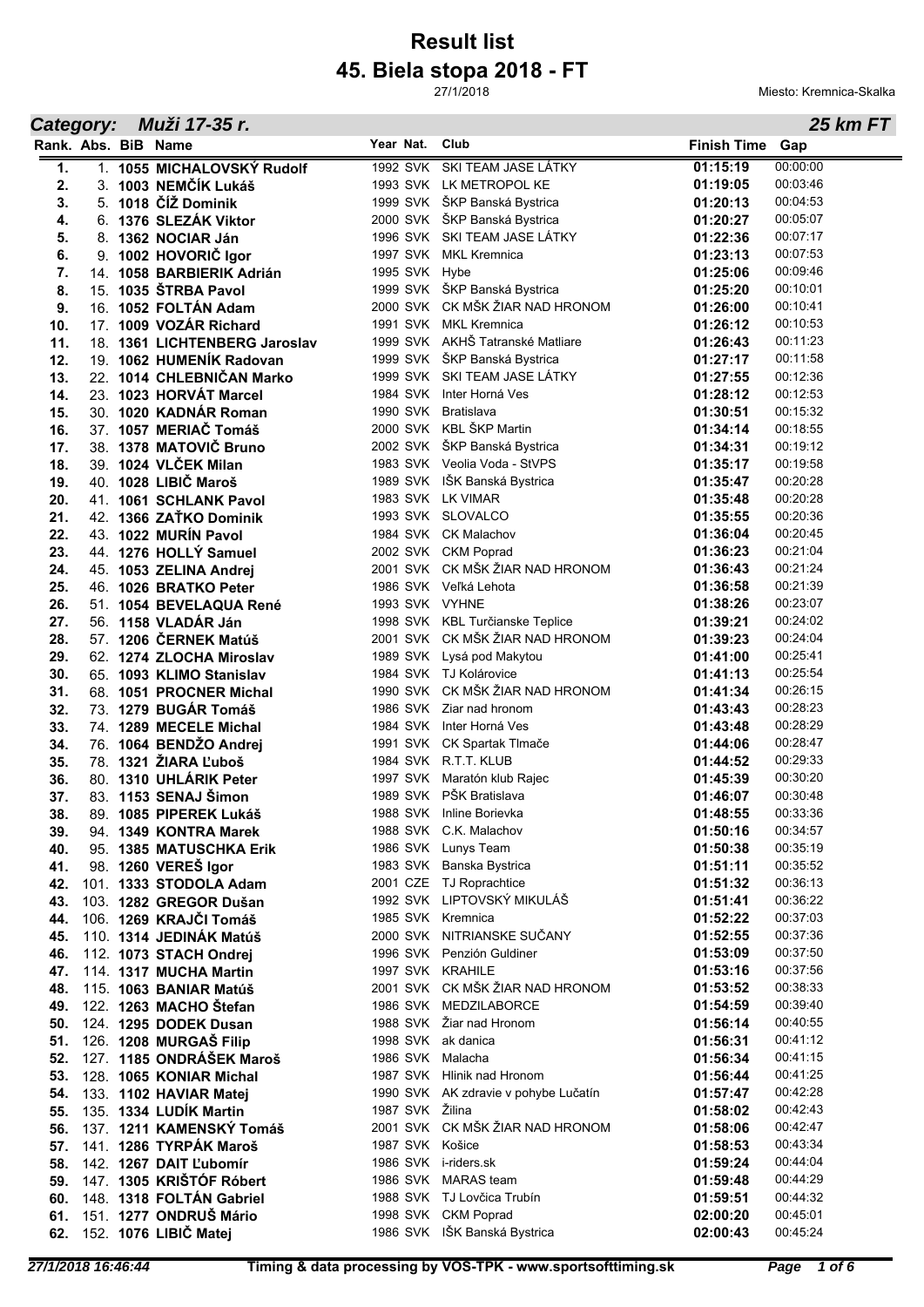# Result list
# 45. Biela stopa 2018 - FT

27/1/2018

Miesto: Kremnica-Skalka

## Category: Muži 17-35 r. — 25 km FT

| Rank. | Abs. | BiB | Name | Year | Nat. | Club | Finish Time | Gap |
|---|---|---|---|---|---|---|---|---|
| 1. | 1. | 1055 | MICHALOVSKÝ Rudolf | 1992 | SVK | SKI TEAM JASE LÁTKY | 01:15:19 | 00:00:00 |
| 2. | 3. | 1003 | NEMČÍK Lukáš | 1993 | SVK | LK METROPOL KE | 01:19:05 | 00:03:46 |
| 3. | 5. | 1018 | ČÍŽ Dominik | 1999 | SVK | ŠKP Banská Bystrica | 01:20:13 | 00:04:53 |
| 4. | 6. | 1376 | SLEZÁK Viktor | 2000 | SVK | ŠKP Banská Bystrica | 01:20:27 | 00:05:07 |
| 5. | 8. | 1362 | NOCIAR Ján | 1996 | SVK | SKI TEAM JASE LÁTKY | 01:22:36 | 00:07:17 |
| 6. | 9. | 1002 | HOVORIČ Igor | 1997 | SVK | MKL Kremnica | 01:23:13 | 00:07:53 |
| 7. | 14. | 1058 | BARBIERIK Adrián | 1995 | SVK | Hybe | 01:25:06 | 00:09:46 |
| 8. | 15. | 1035 | ŠTRBA Pavol | 1999 | SVK | ŠKP Banská Bystrica | 01:25:20 | 00:10:01 |
| 9. | 16. | 1052 | FOLTÁN Adam | 2000 | SVK | CK MŠK ŽIAR NAD HRONOM | 01:26:00 | 00:10:41 |
| 10. | 17. | 1009 | VOZÁR Richard | 1991 | SVK | MKL Kremnica | 01:26:12 | 00:10:53 |
| 11. | 18. | 1361 | LICHTENBERG Jaroslav | 1999 | SVK | AKHŠ Tatranské Matliare | 01:26:43 | 00:11:23 |
| 12. | 19. | 1062 | HUMENÍK Radovan | 1999 | SVK | ŠKP Banská Bystrica | 01:27:17 | 00:11:58 |
| 13. | 22. | 1014 | CHLEBNIČAN Marko | 1999 | SVK | SKI TEAM JASE LÁTKY | 01:27:55 | 00:12:36 |
| 14. | 23. | 1023 | HORVÁT Marcel | 1984 | SVK | Inter Horná Ves | 01:28:12 | 00:12:53 |
| 15. | 30. | 1020 | KADNÁR Roman | 1990 | SVK | Bratislava | 01:30:51 | 00:15:32 |
| 16. | 37. | 1057 | MERIAČ Tomáš | 2000 | SVK | KBL ŠKP Martin | 01:34:14 | 00:18:55 |
| 17. | 38. | 1378 | MATOVIČ Bruno | 2002 | SVK | ŠKP Banská Bystrica | 01:34:31 | 00:19:12 |
| 18. | 39. | 1024 | VLČEK Milan | 1983 | SVK | Veolia Voda - StVPS | 01:35:17 | 00:19:58 |
| 19. | 40. | 1028 | LIBIČ Maroš | 1989 | SVK | IŠK Banská Bystrica | 01:35:47 | 00:20:28 |
| 20. | 41. | 1061 | SCHLANK Pavol | 1983 | SVK | LK VIMAR | 01:35:48 | 00:20:28 |
| 21. | 42. | 1366 | ZAŤKO Dominik | 1993 | SVK | SLOVALCO | 01:35:55 | 00:20:36 |
| 22. | 43. | 1022 | MURÍN Pavol | 1984 | SVK | CK Malachov | 01:36:04 | 00:20:45 |
| 23. | 44. | 1276 | HOLLÝ Samuel | 2002 | SVK | CKM Poprad | 01:36:23 | 00:21:04 |
| 24. | 45. | 1053 | ZELINA Andrej | 2001 | SVK | CK MŠK ŽIAR NAD HRONOM | 01:36:43 | 00:21:24 |
| 25. | 46. | 1026 | BRATKO Peter | 1986 | SVK | Veľká Lehota | 01:36:58 | 00:21:39 |
| 26. | 51. | 1054 | BEVELAQUA René | 1993 | SVK | VYHNE | 01:38:26 | 00:23:07 |
| 27. | 56. | 1158 | VLADÁR Ján | 1998 | SVK | KBL Turčianske Teplice | 01:39:21 | 00:24:02 |
| 28. | 57. | 1206 | ČERNEK Matúš | 2001 | SVK | CK MŠK ŽIAR NAD HRONOM | 01:39:23 | 00:24:04 |
| 29. | 62. | 1274 | ZLOCHA Miroslav | 1989 | SVK | Lysá pod Makytou | 01:41:00 | 00:25:41 |
| 30. | 65. | 1093 | KLIMO Stanislav | 1984 | SVK | TJ Kolárovice | 01:41:13 | 00:25:54 |
| 31. | 68. | 1051 | PROCNER Michal | 1990 | SVK | CK MŠK ŽIAR NAD HRONOM | 01:41:34 | 00:26:15 |
| 32. | 73. | 1279 | BUGÁR Tomáš | 1986 | SVK | Ziar nad hronom | 01:43:43 | 00:28:23 |
| 33. | 74. | 1289 | MECELE Michal | 1984 | SVK | Inter Horná Ves | 01:43:48 | 00:28:29 |
| 34. | 76. | 1064 | BENDŽO Andrej | 1991 | SVK | CK Spartak Tlmače | 01:44:06 | 00:28:47 |
| 35. | 78. | 1321 | ŽIARA Ľuboš | 1984 | SVK | R.T.T. KLUB | 01:44:52 | 00:29:33 |
| 36. | 80. | 1310 | UHLÁRIK Peter | 1997 | SVK | Maratón klub Rajec | 01:45:39 | 00:30:20 |
| 37. | 83. | 1153 | SENAJ Šimon | 1989 | SVK | PŠK Bratislava | 01:46:07 | 00:30:48 |
| 38. | 89. | 1085 | PIPEREK Lukáš | 1988 | SVK | Inline Borievka | 01:48:55 | 00:33:36 |
| 39. | 94. | 1349 | KONTRA Marek | 1988 | SVK | C.K. Malachov | 01:50:16 | 00:34:57 |
| 40. | 95. | 1385 | MATUSCHKA Erik | 1986 | SVK | Lunys Team | 01:50:38 | 00:35:19 |
| 41. | 98. | 1260 | VEREŠ Igor | 1983 | SVK | Banska Bystrica | 01:51:11 | 00:35:52 |
| 42. | 101. | 1333 | STODOLA Adam | 2001 | CZE | TJ Roprachtice | 01:51:32 | 00:36:13 |
| 43. | 103. | 1282 | GREGOR Dušan | 1992 | SVK | LIPTOVSKÝ MIKULÁŠ | 01:51:41 | 00:36:22 |
| 44. | 106. | 1269 | KRAJČI Tomáš | 1985 | SVK | Kremnica | 01:52:22 | 00:37:03 |
| 45. | 110. | 1314 | JEDINÁK Matúš | 2000 | SVK | NITRIANSKE SUČANY | 01:52:55 | 00:37:36 |
| 46. | 112. | 1073 | STACH Ondrej | 1996 | SVK | Penzión Guldiner | 01:53:09 | 00:37:50 |
| 47. | 114. | 1317 | MUCHA Martin | 1997 | SVK | KRAHILE | 01:53:16 | 00:37:56 |
| 48. | 115. | 1063 | BANIAR Matúš | 2001 | SVK | CK MŠK ŽIAR NAD HRONOM | 01:53:52 | 00:38:33 |
| 49. | 122. | 1263 | MACHO Štefan | 1986 | SVK | MEDZILABORCE | 01:54:59 | 00:39:40 |
| 50. | 124. | 1295 | DODEK Dusan | 1988 | SVK | Žiar nad Hronom | 01:56:14 | 00:40:55 |
| 51. | 126. | 1208 | MURGAŠ Filip | 1998 | SVK | ak danica | 01:56:31 | 00:41:12 |
| 52. | 127. | 1185 | ONDRÁŠEK Maroš | 1986 | SVK | Malacha | 01:56:34 | 00:41:15 |
| 53. | 128. | 1065 | KONIAR Michal | 1987 | SVK | Hlinik nad Hronom | 01:56:44 | 00:41:25 |
| 54. | 133. | 1102 | HAVIAR Matej | 1990 | SVK | AK zdravie v pohybe Lučatín | 01:57:47 | 00:42:28 |
| 55. | 135. | 1334 | LUDÍK Martin | 1987 | SVK | Žilina | 01:58:02 | 00:42:43 |
| 56. | 137. | 1211 | KAMENSKÝ Tomáš | 2001 | SVK | CK MŠK ŽIAR NAD HRONOM | 01:58:06 | 00:42:47 |
| 57. | 141. | 1286 | TYRPÁK Maroš | 1987 | SVK | Košice | 01:58:53 | 00:43:34 |
| 58. | 142. | 1267 | DAIT Ľubomír | 1986 | SVK | i-riders.sk | 01:59:24 | 00:44:04 |
| 59. | 147. | 1305 | KRIŠTÓF Róbert | 1986 | SVK | MARAS team | 01:59:48 | 00:44:29 |
| 60. | 148. | 1318 | FOLTÁN Gabriel | 1988 | SVK | TJ Lovčica Trubín | 01:59:51 | 00:44:32 |
| 61. | 151. | 1277 | ONDRUŠ Mário | 1998 | SVK | CKM Poprad | 02:00:20 | 00:45:01 |
| 62. | 152. | 1076 | LIBIČ Matej | 1986 | SVK | IŠK Banská Bystrica | 02:00:43 | 00:45:24 |

27/1/2018 16:46:44 — Timing & data processing by VOS-TPK - www.sportsofttiming.sk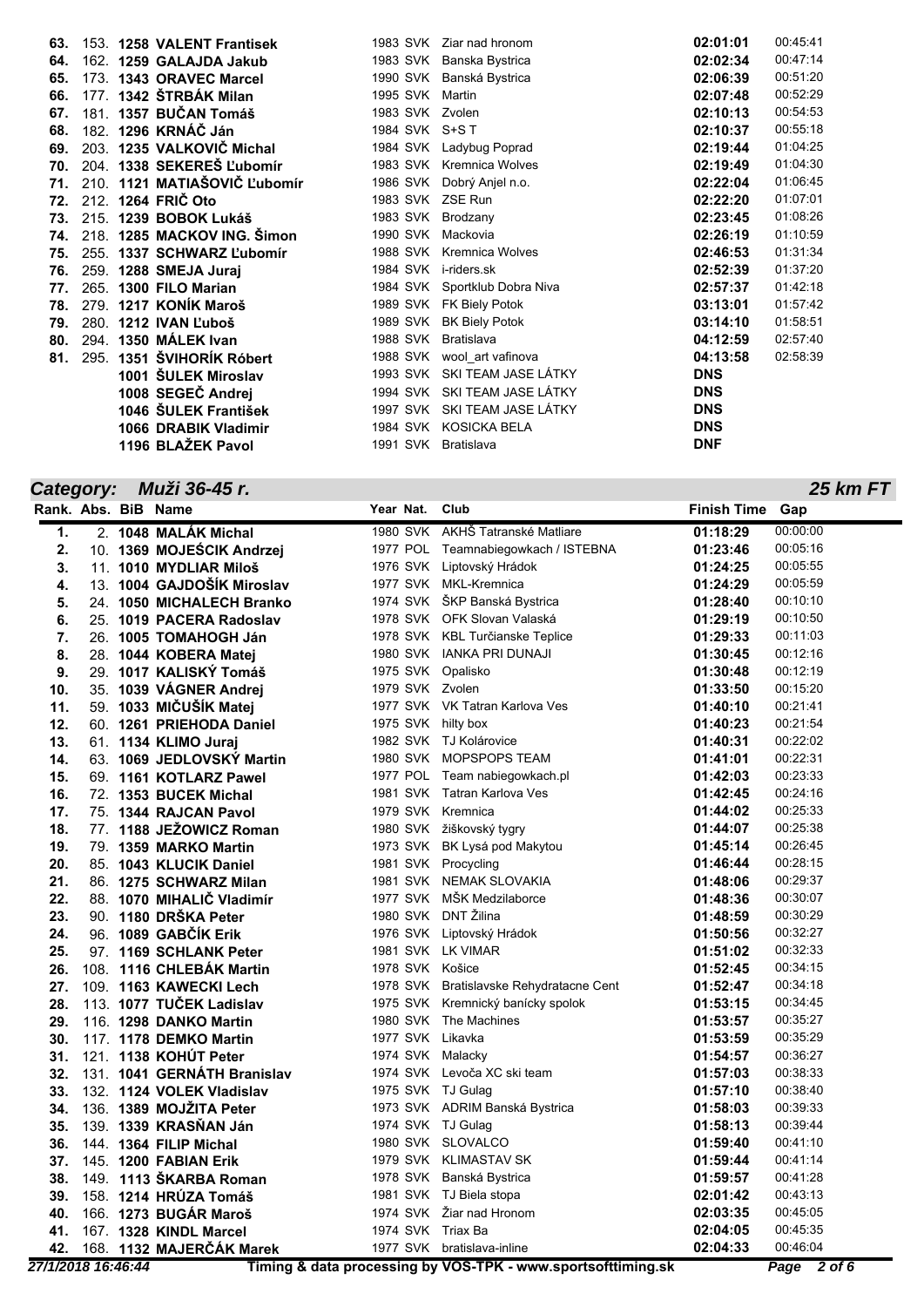| | | | | | | | |
|---|---|---|---|---|---|---|---|
| **63.** | 153. | **1258 VALENT Frantisek** | 1983 | SVK | Ziar nad hronom | **02:01:01** | 00:45:41 |
| **64.** | 162. | **1259 GALAJDA Jakub** | 1983 | SVK | Banska Bystrica | **02:02:34** | 00:47:14 |
| **65.** | 173. | **1343 ORAVEC Marcel** | 1990 | SVK | Banská Bystrica | **02:06:39** | 00:51:20 |
| **66.** | 177. | **1342 ŠTRBÁK Milan** | 1995 | SVK | Martin | **02:07:48** | 00:52:29 |
| **67.** | 181. | **1357 BUČAN Tomáš** | 1983 | SVK | Zvolen | **02:10:13** | 00:54:53 |
| **68.** | 182. | **1296 KRNÁČ Ján** | 1984 | SVK | S+S T | **02:10:37** | 00:55:18 |
| **69.** | 203. | **1235 VALKOVIČ Michal** | 1984 | SVK | Ladybug Poprad | **02:19:44** | 01:04:25 |
| **70.** | 204. | **1338 SEKEREŠ Ľubomír** | 1983 | SVK | Kremnica Wolves | **02:19:49** | 01:04:30 |
| **71.** | 210. | **1121 MATIAŠOVIČ Ľubomír** | 1986 | SVK | Dobrý Anjel n.o. | **02:22:04** | 01:06:45 |
| **72.** | 212. | **1264 FRIČ Oto** | 1983 | SVK | ZSE Run | **02:22:20** | 01:07:01 |
| **73.** | 215. | **1239 BOBOK Lukáš** | 1983 | SVK | Brodzany | **02:23:45** | 01:08:26 |
| **74.** | 218. | **1285 MACKOV ING. Šimon** | 1990 | SVK | Mackovia | **02:26:19** | 01:10:59 |
| **75.** | 255. | **1337 SCHWARZ Ľubomír** | 1988 | SVK | Kremnica Wolves | **02:46:53** | 01:31:34 |
| **76.** | 259. | **1288 SMEJA Juraj** | 1984 | SVK | i-riders.sk | **02:52:39** | 01:37:20 |
| **77.** | 265. | **1300 FILO Marian** | 1984 | SVK | Sportklub Dobra Niva | **02:57:37** | 01:42:18 |
| **78.** | 279. | **1217 KONÍK Maroš** | 1989 | SVK | FK Biely Potok | **03:13:01** | 01:57:42 |
| **79.** | 280. | **1212 IVAN Ľuboš** | 1989 | SVK | BK Biely Potok | **03:14:10** | 01:58:51 |
| **80.** | 294. | **1350 MÁLEK Ivan** | 1988 | SVK | Bratislava | **04:12:59** | 02:57:40 |
| **81.** | 295. | **1351 ŠVIHORÍK Róbert** | 1988 | SVK | wool_art vafinova | **04:13:58** | 02:58:39 |
| | | **1001 ŠULEK Miroslav** | 1993 | SVK | SKI TEAM JASE LÁTKY | **DNS** | |
| | | **1008 SEGEČ Andrej** | 1994 | SVK | SKI TEAM JASE LÁTKY | **DNS** | |
| | | **1046 ŠULEK František** | 1997 | SVK | SKI TEAM JASE LÁTKY | **DNS** | |
| | | **1066 DRABIK Vladimir** | 1984 | SVK | KOSICKA BELA | **DNS** | |
| | | **1196 BLAŽEK Pavol** | 1991 | SVK | Bratislava | **DNF** | |

## *Category: Muži 36-45 r.* — *25 km FT*

| Rank. | Abs. | BiB Name | Year | Nat. | Club | Finish Time | Gap |
|---|---|---|---|---|---|---|---|
| **1.** | 2. | **1048 MALÁK Michal** | 1980 | SVK | AKHŠ Tatranské Matliare | **01:18:29** | 00:00:00 |
| **2.** | 10. | **1369 MOJEŚCIK Andrzej** | 1977 | POL | Teamnabiegowkach / ISTEBNA | **01:23:46** | 00:05:16 |
| **3.** | 11. | **1010 MYDLIAR Miloš** | 1976 | SVK | Liptovský Hrádok | **01:24:25** | 00:05:55 |
| **4.** | 13. | **1004 GAJDOŠÍK Miroslav** | 1977 | SVK | MKL-Kremnica | **01:24:29** | 00:05:59 |
| **5.** | 24. | **1050 MICHALECH Branko** | 1974 | SVK | ŠKP Banská Bystrica | **01:28:40** | 00:10:10 |
| **6.** | 25. | **1019 PACERA Radoslav** | 1978 | SVK | OFK Slovan Valaská | **01:29:19** | 00:10:50 |
| **7.** | 26. | **1005 TOMAHOGH Ján** | 1978 | SVK | KBL Turčianske Teplice | **01:29:33** | 00:11:03 |
| **8.** | 28. | **1044 KOBERA Matej** | 1980 | SVK | IANKA PRI DUNAJI | **01:30:45** | 00:12:16 |
| **9.** | 29. | **1017 KALISKÝ Tomáš** | 1975 | SVK | Opalisko | **01:30:48** | 00:12:19 |
| **10.** | 35. | **1039 VÁGNER Andrej** | 1979 | SVK | Zvolen | **01:33:50** | 00:15:20 |
| **11.** | 59. | **1033 MIČUŠÍK Matej** | 1977 | SVK | VK Tatran Karlova Ves | **01:40:10** | 00:21:41 |
| **12.** | 60. | **1261 PRIEHODA Daniel** | 1975 | SVK | hilty box | **01:40:23** | 00:21:54 |
| **13.** | 61. | **1134 KLIMO Juraj** | 1982 | SVK | TJ Kolárovice | **01:40:31** | 00:22:02 |
| **14.** | 63. | **1069 JEDLOVSKÝ Martin** | 1980 | SVK | MOPSPOPS TEAM | **01:41:01** | 00:22:31 |
| **15.** | 69. | **1161 KOTLARZ Pawel** | 1977 | POL | Team nabiegowkach.pl | **01:42:03** | 00:23:33 |
| **16.** | 72. | **1353 BUCEK Michal** | 1981 | SVK | Tatran Karlova Ves | **01:42:45** | 00:24:16 |
| **17.** | 75. | **1344 RAJCAN Pavol** | 1979 | SVK | Kremnica | **01:44:02** | 00:25:33 |
| **18.** | 77. | **1188 JEŽOWICZ Roman** | 1980 | SVK | žiškovský tygry | **01:44:07** | 00:25:38 |
| **19.** | 79. | **1359 MARKO Martin** | 1973 | SVK | BK Lysá pod Makytou | **01:45:14** | 00:26:45 |
| **20.** | 85. | **1043 KLUCIK Daniel** | 1981 | SVK | Procycling | **01:46:44** | 00:28:15 |
| **21.** | 86. | **1275 SCHWARZ Milan** | 1981 | SVK | NEMAK SLOVAKIA | **01:48:06** | 00:29:37 |
| **22.** | 88. | **1070 MIHALIČ Vladimír** | 1977 | SVK | MŠK Medzilaborce | **01:48:36** | 00:30:07 |
| **23.** | 90. | **1180 DRŠKA Peter** | 1980 | SVK | DNT Žilina | **01:48:59** | 00:30:29 |
| **24.** | 96. | **1089 GABČÍK Erik** | 1976 | SVK | Liptovský Hrádok | **01:50:56** | 00:32:27 |
| **25.** | 97. | **1169 SCHLANK Peter** | 1981 | SVK | LK VIMAR | **01:51:02** | 00:32:33 |
| **26.** | 108. | **1116 CHLEBÁK Martin** | 1978 | SVK | Košice | **01:52:45** | 00:34:15 |
| **27.** | 109. | **1163 KAWECKI Lech** | 1978 | SVK | Bratislavske Rehydratacne Cent | **01:52:47** | 00:34:18 |
| **28.** | 113. | **1077 TUČEK Ladislav** | 1975 | SVK | Kremnický banícky spolok | **01:53:15** | 00:34:45 |
| **29.** | 116. | **1298 DANKO Martin** | 1980 | SVK | The Machines | **01:53:57** | 00:35:27 |
| **30.** | 117. | **1178 DEMKO Martin** | 1977 | SVK | Likavka | **01:53:59** | 00:35:29 |
| **31.** | 121. | **1138 KOHÚT Peter** | 1974 | SVK | Malacky | **01:54:57** | 00:36:27 |
| **32.** | 131. | **1041 GERNÁTH Branislav** | 1974 | SVK | Levoča XC ski team | **01:57:03** | 00:38:33 |
| **33.** | 132. | **1124 VOLEK Vladislav** | 1975 | SVK | TJ Gulag | **01:57:10** | 00:38:40 |
| **34.** | 136. | **1389 MOJŽITA Peter** | 1973 | SVK | ADRIM Banská Bystrica | **01:58:03** | 00:39:33 |
| **35.** | 139. | **1339 KRASŇAN Ján** | 1974 | SVK | TJ Gulag | **01:58:13** | 00:39:44 |
| **36.** | 144. | **1364 FILIP Michal** | 1980 | SVK | SLOVALCO | **01:59:40** | 00:41:10 |
| **37.** | 145. | **1200 FABIAN Erik** | 1979 | SVK | KLIMASTAV SK | **01:59:44** | 00:41:14 |
| **38.** | 149. | **1113 ŠKARBA Roman** | 1978 | SVK | Banská Bystrica | **01:59:57** | 00:41:28 |
| **39.** | 158. | **1214 HRÚZA Tomáš** | 1981 | SVK | TJ Biela stopa | **02:01:42** | 00:43:13 |
| **40.** | 166. | **1273 BUGÁR Maroš** | 1974 | SVK | Žiar nad Hronom | **02:03:35** | 00:45:05 |
| **41.** | 167. | **1328 KINDL Marcel** | 1974 | SVK | Triax Ba | **02:04:05** | 00:45:35 |
| **42.** | 168. | **1132 MAJERČÁK Marek** | 1977 | SVK | bratislava-inline | **02:04:33** | 00:46:04 |

*27/1/2018 16:46:44* **Timing & data processing by VOS-TPK - www.sportsofttiming.sk**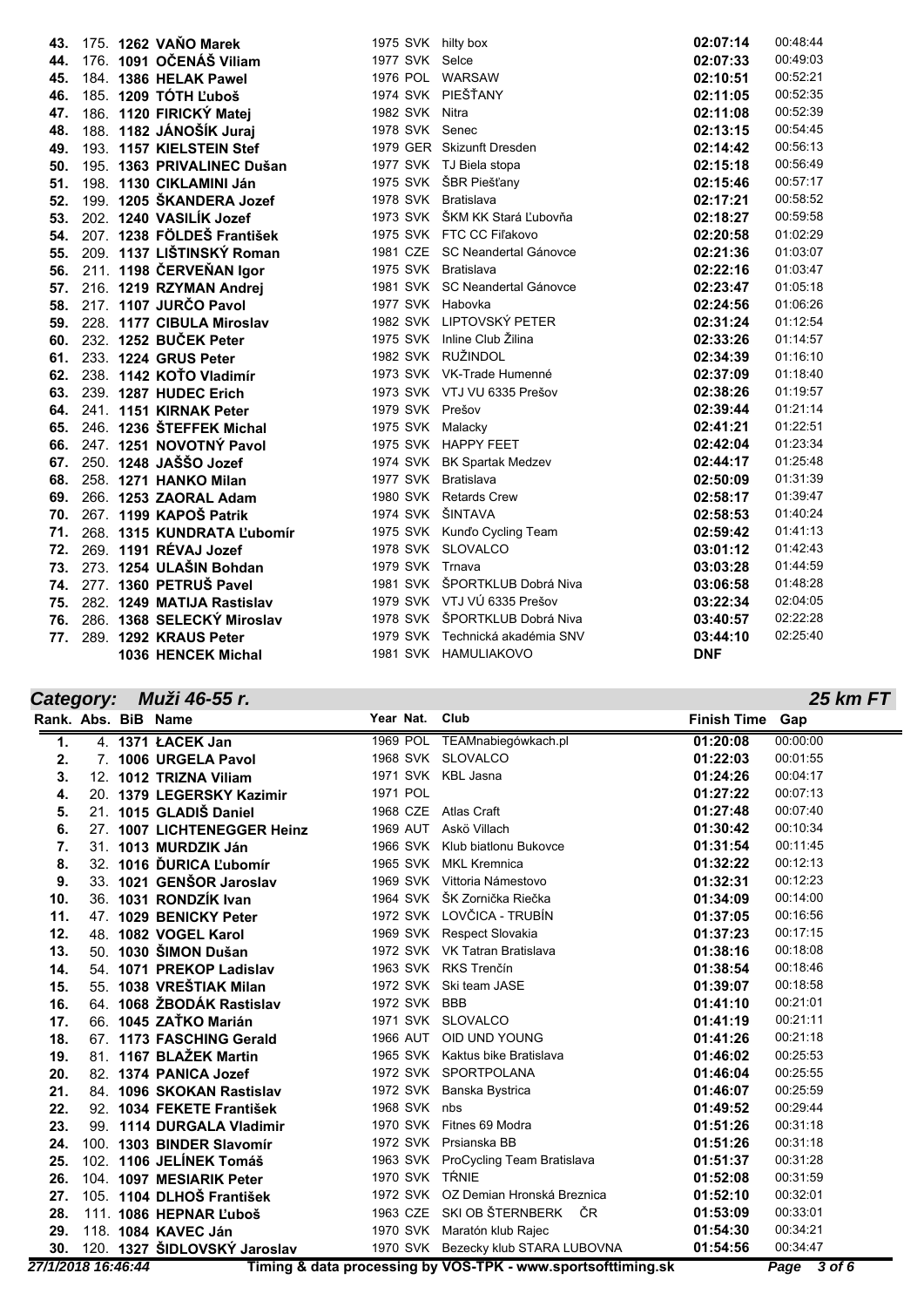| Rank. | Abs. | BiB | Name | Year | Nat. | Club | Finish Time | Gap |
|---|---|---|---|---|---|---|---|---|
| 43. | 175. | 1262 | VAŇO Marek | 1975 | SVK | hilty box | 02:07:14 | 00:48:44 |
| 44. | 176. | 1091 | OČENÁŠ Viliam | 1977 | SVK | Selce | 02:07:33 | 00:49:03 |
| 45. | 184. | 1386 | HELAK Pawel | 1976 | POL | WARSAW | 02:10:51 | 00:52:21 |
| 46. | 185. | 1209 | TÓTH Ľuboš | 1974 | SVK | PIEŠŤANY | 02:11:05 | 00:52:35 |
| 47. | 186. | 1120 | FIRICKÝ Matej | 1982 | SVK | Nitra | 02:11:08 | 00:52:39 |
| 48. | 188. | 1182 | JÁNOŠÍK Juraj | 1978 | SVK | Senec | 02:13:15 | 00:54:45 |
| 49. | 193. | 1157 | KIELSTEIN Stef | 1979 | GER | Skizunft Dresden | 02:14:42 | 00:56:13 |
| 50. | 195. | 1363 | PRIVALINEC Dušan | 1977 | SVK | TJ Biela stopa | 02:15:18 | 00:56:49 |
| 51. | 198. | 1130 | CIKLAMINI Ján | 1975 | SVK | ŠBR Piešťany | 02:15:46 | 00:57:17 |
| 52. | 199. | 1205 | ŠKANDERA Jozef | 1978 | SVK | Bratislava | 02:17:21 | 00:58:52 |
| 53. | 202. | 1240 | VASILÍK Jozef | 1973 | SVK | ŠKM KK Stará Ľubovňa | 02:18:27 | 00:59:58 |
| 54. | 207. | 1238 | FÖLDEŠ František | 1975 | SVK | FTC CC Fiľakovo | 02:20:58 | 01:02:29 |
| 55. | 209. | 1137 | LIŠTINSKÝ Roman | 1981 | CZE | SC Neandertal Gánovce | 02:21:36 | 01:03:07 |
| 56. | 211. | 1198 | ČERVEŇAN Igor | 1975 | SVK | Bratislava | 02:22:16 | 01:03:47 |
| 57. | 216. | 1219 | RZYMAN Andrej | 1981 | SVK | SC Neandertal Gánovce | 02:23:47 | 01:05:18 |
| 58. | 217. | 1107 | JURČO Pavol | 1977 | SVK | Habovka | 02:24:56 | 01:06:26 |
| 59. | 228. | 1177 | CIBULA Miroslav | 1982 | SVK | LIPTOVSKÝ PETER | 02:31:24 | 01:12:54 |
| 60. | 232. | 1252 | BUČEK Peter | 1975 | SVK | Inline Club Žilina | 02:33:26 | 01:14:57 |
| 61. | 233. | 1224 | GRUS Peter | 1982 | SVK | RUŽINDOL | 02:34:39 | 01:16:10 |
| 62. | 238. | 1142 | KOŤO Vladimír | 1973 | SVK | VK-Trade Humenné | 02:37:09 | 01:18:40 |
| 63. | 239. | 1287 | HUDEC Erich | 1973 | SVK | VTJ VU 6335 Prešov | 02:38:26 | 01:19:57 |
| 64. | 241. | 1151 | KIRNAK Peter | 1979 | SVK | Prešov | 02:39:44 | 01:21:14 |
| 65. | 246. | 1236 | ŠTEFFEK Michal | 1975 | SVK | Malacky | 02:41:21 | 01:22:51 |
| 66. | 247. | 1251 | NOVOTNÝ Pavol | 1975 | SVK | HAPPY FEET | 02:42:04 | 01:23:34 |
| 67. | 250. | 1248 | JAŠŠO Jozef | 1974 | SVK | BK Spartak Medzev | 02:44:17 | 01:25:48 |
| 68. | 258. | 1271 | HANKO Milan | 1977 | SVK | Bratislava | 02:50:09 | 01:31:39 |
| 69. | 266. | 1253 | ZAORAL Adam | 1980 | SVK | Retards Crew | 02:58:17 | 01:39:47 |
| 70. | 267. | 1199 | KAPOŠ Patrik | 1974 | SVK | ŠINTAVA | 02:58:53 | 01:40:24 |
| 71. | 268. | 1315 | KUNDRATA Ľubomír | 1975 | SVK | Kunďo Cycling Team | 02:59:42 | 01:41:13 |
| 72. | 269. | 1191 | RÉVAJ Jozef | 1978 | SVK | SLOVALCO | 03:01:12 | 01:42:43 |
| 73. | 273. | 1254 | ULAŠIN Bohdan | 1979 | SVK | Trnava | 03:03:28 | 01:44:59 |
| 74. | 277. | 1360 | PETRUŠ Pavel | 1981 | SVK | ŠPORTKLUB Dobrá Niva | 03:06:58 | 01:48:28 |
| 75. | 282. | 1249 | MATIJA Rastislav | 1979 | SVK | VTJ VÚ 6335 Prešov | 03:22:34 | 02:04:05 |
| 76. | 286. | 1368 | SELECKÝ Miroslav | 1978 | SVK | ŠPORTKLUB Dobrá Niva | 03:40:57 | 02:22:28 |
| 77. | 289. | 1292 | KRAUS Peter | 1979 | SVK | Technická akadémia SNV | 03:44:10 | 02:25:40 |
| | | 1036 | HENCEK Michal | 1981 | SVK | HAMULIAKOVO | DNF | |

## Category: Muži 46-55 r. — 25 km FT

| Rank. | Abs. | BiB | Name | Year | Nat. | Club | Finish Time | Gap |
|---|---|---|---|---|---|---|---|---|
| 1. | 4. | 1371 | ŁACEK Jan | 1969 | POL | TEAMnabiegówkach.pl | 01:20:08 | 00:00:00 |
| 2. | 7. | 1006 | URGELA Pavol | 1968 | SVK | SLOVALCO | 01:22:03 | 00:01:55 |
| 3. | 12. | 1012 | TRIZNA Viliam | 1971 | SVK | KBL Jasna | 01:24:26 | 00:04:17 |
| 4. | 20. | 1379 | LEGERSKY Kazimir | 1971 | POL | | 01:27:22 | 00:07:13 |
| 5. | 21. | 1015 | GLADIŠ Daniel | 1968 | CZE | Atlas Craft | 01:27:48 | 00:07:40 |
| 6. | 27. | 1007 | LICHTENEGGER Heinz | 1969 | AUT | Askö Villach | 01:30:42 | 00:10:34 |
| 7. | 31. | 1013 | MURDZIK Ján | 1966 | SVK | Klub biatlonu Bukovce | 01:31:54 | 00:11:45 |
| 8. | 32. | 1016 | ĎURICA Ľubomír | 1965 | SVK | MKL Kremnica | 01:32:22 | 00:12:13 |
| 9. | 33. | 1021 | GENŠOR Jaroslav | 1969 | SVK | Vittoria Námestovo | 01:32:31 | 00:12:23 |
| 10. | 36. | 1031 | RONDZÍK Ivan | 1964 | SVK | ŠK Zornička Riečka | 01:34:09 | 00:14:00 |
| 11. | 47. | 1029 | BENICKY Peter | 1972 | SVK | LOVČICA - TRUBÍN | 01:37:05 | 00:16:56 |
| 12. | 48. | 1082 | VOGEL Karol | 1969 | SVK | Respect Slovakia | 01:37:23 | 00:17:15 |
| 13. | 50. | 1030 | ŠIMON Dušan | 1972 | SVK | VK Tatran Bratislava | 01:38:16 | 00:18:08 |
| 14. | 54. | 1071 | PREKOP Ladislav | 1963 | SVK | RKS Trenčín | 01:38:54 | 00:18:46 |
| 15. | 55. | 1038 | VREŠTIAK Milan | 1972 | SVK | Ski team JASE | 01:39:07 | 00:18:58 |
| 16. | 64. | 1068 | ŽBODÁK Rastislav | 1972 | SVK | BBB | 01:41:10 | 00:21:01 |
| 17. | 66. | 1045 | ZAŤKO Marián | 1971 | SVK | SLOVALCO | 01:41:19 | 00:21:11 |
| 18. | 67. | 1173 | FASCHING Gerald | 1966 | AUT | OID UND YOUNG | 01:41:26 | 00:21:18 |
| 19. | 81. | 1167 | BLAŽEK Martin | 1965 | SVK | Kaktus bike Bratislava | 01:46:02 | 00:25:53 |
| 20. | 82. | 1374 | PANICA Jozef | 1972 | SVK | SPORTPOLANA | 01:46:04 | 00:25:55 |
| 21. | 84. | 1096 | SKOKAN Rastislav | 1972 | SVK | Banska Bystrica | 01:46:07 | 00:25:59 |
| 22. | 92. | 1034 | FEKETE František | 1968 | SVK | nbs | 01:49:52 | 00:29:44 |
| 23. | 99. | 1114 | DURGALA Vladimir | 1970 | SVK | Fitnes 69 Modra | 01:51:26 | 00:31:18 |
| 24. | 100. | 1303 | BINDER Slavomír | 1972 | SVK | Prsianska BB | 01:51:26 | 00:31:18 |
| 25. | 102. | 1106 | JELÍNEK Tomáš | 1963 | SVK | ProCycling Team Bratislava | 01:51:37 | 00:31:28 |
| 26. | 104. | 1097 | MESIARIK Peter | 1970 | SVK | TŔNIE | 01:52:08 | 00:31:59 |
| 27. | 105. | 1104 | DLHOŠ František | 1972 | SVK | OZ Demian Hronská Breznica | 01:52:10 | 00:32:01 |
| 28. | 111. | 1086 | HEPNAR Ľuboš | 1963 | CZE | SKI OB ŠTERNBERK ČR | 01:53:09 | 00:33:01 |
| 29. | 118. | 1084 | KAVEC Ján | 1970 | SVK | Maratón klub Rajec | 01:54:30 | 00:34:21 |
| 30. | 120. | 1327 | ŠIDLOVSKÝ Jaroslav | 1970 | SVK | Bezecky klub STARA LUBOVNA | 01:54:56 | 00:34:47 |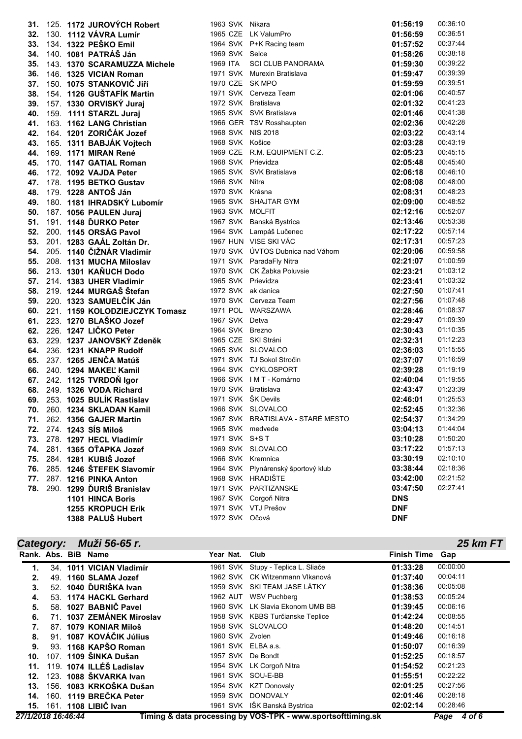| Rank. | Abs. | BiB | Name | Year | Nat. | Club | Finish Time | Gap |
|---|---|---|---|---|---|---|---|---|
| **31.** | 125. | **1172** | **JUROVÝCH Robert** | 1963 | SVK | Nikara | **01:56:19** | 00:36:10 |
| **32.** | 130. | **1112** | **VÁVRA Lumír** | 1965 | CZE | LK ValumPro | **01:56:59** | 00:36:51 |
| **33.** | 134. | **1322** | **PEŠKO Emil** | 1964 | SVK | P+K Racing team | **01:57:52** | 00:37:44 |
| **34.** | 140. | **1081** | **PATRÁŠ Ján** | 1969 | SVK | Selce | **01:58:26** | 00:38:18 |
| **35.** | 143. | **1370** | **SCARAMUZZA Michele** | 1969 | ITA | SCI CLUB PANORAMA | **01:59:30** | 00:39:22 |
| **36.** | 146. | **1325** | **VICIAN Roman** | 1971 | SVK | Murexin Bratislava | **01:59:47** | 00:39:39 |
| **37.** | 150. | **1075** | **STANKOVIČ Jiří** | 1970 | CZE | SK MPO | **01:59:59** | 00:39:51 |
| **38.** | 154. | **1126** | **GUŠTAFÍK Martin** | 1971 | SVK | Cerveza Team | **02:01:06** | 00:40:57 |
| **39.** | 157. | **1330** | **ORVISKÝ Juraj** | 1972 | SVK | Bratislava | **02:01:32** | 00:41:23 |
| **40.** | 159. | **1111** | **STARZL Juraj** | 1965 | SVK | SVK Bratislava | **02:01:46** | 00:41:38 |
| **41.** | 163. | **1162** | **LANG Christian** | 1966 | GER | TSV Rosshaupten | **02:02:36** | 00:42:28 |
| **42.** | 164. | **1201** | **ZORIČÁK Jozef** | 1968 | SVK | NIS 2018 | **02:03:22** | 00:43:14 |
| **43.** | 165. | **1311** | **BABJÁK Vojtech** | 1968 | SVK | Košice | **02:03:28** | 00:43:19 |
| **44.** | 169. | **1171** | **MIRAN René** | 1969 | CZE | R.M. EQUIPMENT C.Z. | **02:05:23** | 00:45:15 |
| **45.** | 170. | **1147** | **GATIAL Roman** | 1968 | SVK | Prievidza | **02:05:48** | 00:45:40 |
| **46.** | 172. | **1092** | **VAJDA Peter** | 1965 | SVK | SVK Bratislava | **02:06:18** | 00:46:10 |
| **47.** | 178. | **1195** | **BETKO Gustav** | 1966 | SVK | Nitra | **02:08:08** | 00:48:00 |
| **48.** | 179. | **1228** | **ANTOŠ Ján** | 1970 | SVK | Krásna | **02:08:31** | 00:48:23 |
| **49.** | 180. | **1181** | **IHRADSKÝ Lubomír** | 1965 | SVK | SHAJTAR GYM | **02:09:00** | 00:48:52 |
| **50.** | 187. | **1056** | **PAULEN Juraj** | 1963 | SVK | MOLFIT | **02:12:16** | 00:52:07 |
| **51.** | 191. | **1148** | **ĎURKO Peter** | 1967 | SVK | Banská Bystrica | **02:13:46** | 00:53:38 |
| **52.** | 200. | **1145** | **ORSÁG Pavol** | 1964 | SVK | Lampáš Lučenec | **02:17:22** | 00:57:14 |
| **53.** | 201. | **1283** | **GAÁL Zoltán Dr.** | 1967 | HUN | VISE SKI VÁC | **02:17:31** | 00:57:23 |
| **54.** | 205. | **1140** | **ČIŽNÁR Vladimír** | 1970 | SVK | ÚVTOS Dubnica nad Váhom | **02:20:06** | 00:59:58 |
| **55.** | 208. | **1131** | **MUCHA Miloslav** | 1971 | SVK | ParadaFly Nitra | **02:21:07** | 01:00:59 |
| **56.** | 213. | **1301** | **KAŇUCH Dodo** | 1970 | SVK | CK Žabka Poluvsie | **02:23:21** | 01:03:12 |
| **57.** | 214. | **1383** | **UHER Vladimír** | 1965 | SVK | Prievidza | **02:23:41** | 01:03:32 |
| **58.** | 219. | **1244** | **MURGAŠ Štefan** | 1972 | SVK | ak danica | **02:27:50** | 01:07:41 |
| **59.** | 220. | **1323** | **SAMUELČÍK Ján** | 1970 | SVK | Cerveza Team | **02:27:56** | 01:07:48 |
| **60.** | 221. | **1159** | **KOLODZIEJCZYK Tomasz** | 1971 | POL | WARSZAWA | **02:28:46** | 01:08:37 |
| **61.** | 223. | **1270** | **BLAŠKO Jozef** | 1967 | SVK | Detva | **02:29:47** | 01:09:39 |
| **62.** | 226. | **1247** | **LIČKO Peter** | 1964 | SVK | Brezno | **02:30:43** | 01:10:35 |
| **63.** | 229. | **1237** | **JANOVSKÝ Zdeněk** | 1965 | CZE | SKI Stráni | **02:32:31** | 01:12:23 |
| **64.** | 236. | **1231** | **KNAPP Rudolf** | 1965 | SVK | SLOVALCO | **02:36:03** | 01:15:55 |
| **65.** | 237. | **1265** | **JENČA Matúš** | 1971 | SVK | TJ Sokol Stročin | **02:37:07** | 01:16:59 |
| **66.** | 240. | **1294** | **MAKEĽ Kamil** | 1964 | SVK | CYKLOSPORT | **02:39:28** | 01:19:19 |
| **67.** | 242. | **1125** | **TVRDOŇ Igor** | 1966 | SVK | I M T - Komárno | **02:40:04** | 01:19:55 |
| **68.** | 249. | **1326** | **VODA Richard** | 1970 | SVK | Bratislava | **02:43:47** | 01:23:39 |
| **69.** | 253. | **1025** | **BULÍK Rastislav** | 1971 | SVK | ŠK Devils | **02:46:01** | 01:25:53 |
| **70.** | 260. | **1234** | **SKLADAN Kamil** | 1966 | SVK | SLOVALCO | **02:52:45** | 01:32:36 |
| **71.** | 262. | **1356** | **GAJER Martin** | 1967 | SVK | BRATISLAVA - STARÉ MESTO | **02:54:37** | 01:34:29 |
| **72.** | 274. | **1243** | **SÍS Miloš** | 1965 | SVK | medvede | **03:04:13** | 01:44:04 |
| **73.** | 278. | **1297** | **HECL Vladimír** | 1971 | SVK | S+S T | **03:10:28** | 01:50:20 |
| **74.** | 281. | **1365** | **OŤAPKA Jozef** | 1969 | SVK | SLOVALCO | **03:17:22** | 01:57:13 |
| **75.** | 284. | **1281** | **KUBIŠ Jozef** | 1966 | SVK | Kremnica | **03:30:19** | 02:10:10 |
| **76.** | 285. | **1246** | **ŠTEFEK Slavomír** | 1964 | SVK | Plynárenský športový klub | **03:38:44** | 02:18:36 |
| **77.** | 287. | **1216** | **PINKA Anton** | 1968 | SVK | HRADIŠTE | **03:42:00** | 02:21:52 |
| **78.** | 290. | **1299** | **ĎURIŠ Branislav** | 1971 | SVK | PARTIZANSKE | **03:47:50** | 02:27:41 |
| | | **1101** | **HINCA Boris** | 1967 | SVK | Corgoň Nitra | **DNS** | |
| | | **1255** | **KROPUCH Erik** | 1971 | SVK | VTJ Prešov | **DNF** | |
| | | **1388** | **PALUŠ Hubert** | 1972 | SVK | Očová | **DNF** | |

## *Category: Muži 56-65 r.* — *25 km FT*

| Rank. | Abs. | BiB | Name | Year | Nat. | Club | Finish Time | Gap |
|---|---|---|---|---|---|---|---|---|
| **1.** | 34. | **1011** | **VICIAN Vladimír** | 1961 | SVK | Stupy - Teplica L. Sliače | **01:33:28** | 00:00:00 |
| **2.** | 49. | **1160** | **SLAMA Jozef** | 1962 | SVK | CK Witzenmann Vlkanová | **01:37:40** | 00:04:11 |
| **3.** | 52. | **1040** | **ĎURIŠKA Ivan** | 1959 | SVK | SKI TEAM JASE LÁTKY | **01:38:36** | 00:05:08 |
| **4.** | 53. | **1174** | **HACKL Gerhard** | 1962 | AUT | WSV Puchberg | **01:38:53** | 00:05:24 |
| **5.** | 58. | **1027** | **BABNIČ Pavel** | 1960 | SVK | LK Slavia Ekonom UMB BB | **01:39:45** | 00:06:16 |
| **6.** | 71. | **1037** | **ZEMÁNEK Miroslav** | 1958 | SVK | KBBS Turčianske Teplice | **01:42:24** | 00:08:55 |
| **7.** | 87. | **1079** | **KONIAR Miloš** | 1958 | SVK | SLOVALCO | **01:48:20** | 00:14:51 |
| **8.** | 91. | **1087** | **KOVÁČIK Július** | 1960 | SVK | Zvolen | **01:49:46** | 00:16:18 |
| **9.** | 93. | **1168** | **KAPŠO Roman** | 1961 | SVK | ELBA a.s. | **01:50:07** | 00:16:39 |
| **10.** | 107. | **1109** | **ŠINKA Dušan** | 1957 | SVK | De Bondt | **01:52:25** | 00:18:57 |
| **11.** | 119. | **1074** | **ILLÉŠ Ladislav** | 1954 | SVK | LK Corgoň Nitra | **01:54:52** | 00:21:23 |
| **12.** | 123. | **1088** | **ŠKVARKA Ivan** | 1961 | SVK | SOU-E-BB | **01:55:51** | 00:22:22 |
| **13.** | 156. | **1083** | **KRKOŠKA Dušan** | 1954 | SVK | KZT Donovaly | **02:01:25** | 00:27:56 |
| **14.** | 160. | **1119** | **BREČKA Peter** | 1959 | SVK | DONOVALY | **02:01:46** | 00:28:18 |
| **15.** | 161. | **1108** | **LIBIČ Ivan** | 1961 | SVK | IŠK Banská Bystrica | **02:02:14** | 00:28:46 |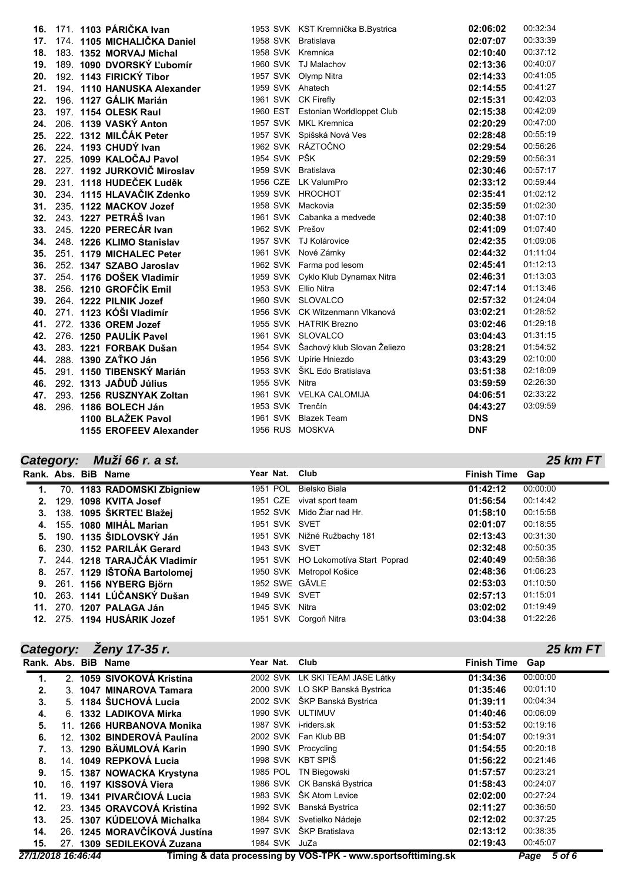| Rank. | Abs. | BiB | Name | Year | Nat. | Club | Finish Time | Gap |
|---|---|---|---|---|---|---|---|---|
| 16. | 171. | 1103 | **PÁRIČKA Ivan** | 1953 | SVK | KST Kremnička B.Bystrica | **02:06:02** | 00:32:34 |
| 17. | 174. | 1105 | **MICHALIČKA Daniel** | 1958 | SVK | Bratislava | **02:07:07** | 00:33:39 |
| 18. | 183. | 1352 | **MORVAJ Michal** | 1958 | SVK | Kremnica | **02:10:40** | 00:37:12 |
| 19. | 189. | 1090 | **DVORSKÝ Ľubomír** | 1960 | SVK | TJ Malachov | **02:13:36** | 00:40:07 |
| 20. | 192. | 1143 | **FIRICKÝ Tibor** | 1957 | SVK | Olymp Nitra | **02:14:33** | 00:41:05 |
| 21. | 194. | 1110 | **HANUSKA Alexander** | 1959 | SVK | Ahatech | **02:14:55** | 00:41:27 |
| 22. | 196. | 1127 | **GÁLIK Marián** | 1961 | SVK | CK Firefly | **02:15:31** | 00:42:03 |
| 23. | 197. | 1154 | **OLESK Raul** | 1960 | EST | Estonian Worldloppet Club | **02:15:38** | 00:42:09 |
| 24. | 206. | 1139 | **VASKÝ Anton** | 1957 | SVK | MKL Kremnica | **02:20:29** | 00:47:00 |
| 25. | 222. | 1312 | **MILČÁK Peter** | 1957 | SVK | Spišská Nová Ves | **02:28:48** | 00:55:19 |
| 26. | 224. | 1193 | **CHUDÝ Ivan** | 1962 | SVK | RÁZTOČNO | **02:29:54** | 00:56:26 |
| 27. | 225. | 1099 | **KALOČAJ Pavol** | 1954 | SVK | PŠK | **02:29:59** | 00:56:31 |
| 28. | 227. | 1192 | **JURKOVIČ Miroslav** | 1959 | SVK | Bratislava | **02:30:46** | 00:57:17 |
| 29. | 231. | 1118 | **HUDEČEK Luděk** | 1956 | CZE | LK ValumPro | **02:33:12** | 00:59:44 |
| 30. | 234. | 1115 | **HLAVAČIK Zdenko** | 1959 | SVK | HROCHOT | **02:35:41** | 01:02:12 |
| 31. | 235. | 1122 | **MACKOV Jozef** | 1958 | SVK | Mackovia | **02:35:59** | 01:02:30 |
| 32. | 243. | 1227 | **PETRÁŠ Ivan** | 1961 | SVK | Cabanka a medvede | **02:40:38** | 01:07:10 |
| 33. | 245. | 1220 | **PERECÁR Ivan** | 1962 | SVK | Prešov | **02:41:09** | 01:07:40 |
| 34. | 248. | 1226 | **KLIMO Stanislav** | 1957 | SVK | TJ Kolárovice | **02:42:35** | 01:09:06 |
| 35. | 251. | 1179 | **MICHALEC Peter** | 1961 | SVK | Nové Zámky | **02:44:32** | 01:11:04 |
| 36. | 252. | 1347 | **SZABO Jaroslav** | 1962 | SVK | Farma pod lesom | **02:45:41** | 01:12:13 |
| 37. | 254. | 1176 | **DOŠEK Vladimír** | 1959 | SVK | Cyklo Klub Dynamax Nitra | **02:46:31** | 01:13:03 |
| 38. | 256. | 1210 | **GROFČÍK Emil** | 1953 | SVK | Ellio Nitra | **02:47:14** | 01:13:46 |
| 39. | 264. | 1222 | **PILNIK Jozef** | 1960 | SVK | SLOVALCO | **02:57:32** | 01:24:04 |
| 40. | 271. | 1123 | **KÓŠI Vladimír** | 1956 | SVK | CK Witzenmann Vlkanová | **03:02:21** | 01:28:52 |
| 41. | 272. | 1336 | **OREM Jozef** | 1955 | SVK | HATRIK Brezno | **03:02:46** | 01:29:18 |
| 42. | 276. | 1250 | **PAULÍK Pavel** | 1961 | SVK | SLOVALCO | **03:04:43** | 01:31:15 |
| 43. | 283. | 1221 | **FORBAK Dušan** | 1954 | SVK | Šachový klub Slovan Želiezo | **03:28:21** | 01:54:52 |
| 44. | 288. | 1390 | **ZAŤKO Ján** | 1956 | SVK | Upírie Hniezdo | **03:43:29** | 02:10:00 |
| 45. | 291. | 1150 | **TIBENSKÝ Marián** | 1953 | SVK | ŠKL Edo Bratislava | **03:51:38** | 02:18:09 |
| 46. | 292. | 1313 | **JAĎUĎ Július** | 1955 | SVK | Nitra | **03:59:59** | 02:26:30 |
| 47. | 293. | 1256 | **RUSZNYAK Zoltan** | 1961 | SVK | VELKA CALOMIJA | **04:06:51** | 02:33:22 |
| 48. | 296. | 1186 | **BOLECH Ján** | 1953 | SVK | Trenčín | **04:43:27** | 03:09:59 |
| | | 1100 | **BLAŽEK Pavol** | 1961 | SVK | Blazek Team | **DNS** | |
| | | 1155 | **EROFEEV Alexander** | 1956 | RUS | MOSKVA | **DNF** | |

## Category: Muži 66 r. a st. — 25 km FT

| Rank. | Abs. | BiB | Name | Year | Nat. | Club | Finish Time | Gap |
|---|---|---|---|---|---|---|---|---|
| 1. | 70. | 1183 | **RADOMSKI Zbigniew** | 1951 | POL | Bielsko Biala | **01:42:12** | 00:00:00 |
| 2. | 129. | 1098 | **KVITA Josef** | 1951 | CZE | vivat sport team | **01:56:54** | 00:14:42 |
| 3. | 138. | 1095 | **ŠKRTEĽ Blažej** | 1952 | SVK | Mido Žiar nad Hr. | **01:58:10** | 00:15:58 |
| 4. | 155. | 1080 | **MIHÁL Marian** | 1951 | SVK | SVET | **02:01:07** | 00:18:55 |
| 5. | 190. | 1135 | **ŠIDLOVSKÝ Ján** | 1951 | SVK | Nižné Ružbachy 181 | **02:13:43** | 00:31:30 |
| 6. | 230. | 1152 | **PARILÁK Gerard** | 1943 | SVK | SVET | **02:32:48** | 00:50:35 |
| 7. | 244. | 1218 | **TARAJČÁK Vladimír** | 1951 | SVK | HO Lokomotíva Start Poprad | **02:40:49** | 00:58:36 |
| 8. | 257. | 1129 | **IŠTOŇA Bartolomej** | 1950 | SVK | Metropol Košice | **02:48:36** | 01:06:23 |
| 9. | 261. | 1156 | **NYBERG Björn** | 1952 | SWE | GÄVLE | **02:53:03** | 01:10:50 |
| 10. | 263. | 1141 | **LÚČANSKÝ Dušan** | 1949 | SVK | SVET | **02:57:13** | 01:15:01 |
| 11. | 270. | 1207 | **PALAGA Ján** | 1945 | SVK | Nitra | **03:02:02** | 01:19:49 |
| 12. | 275. | 1194 | **HUSÁRIK Jozef** | 1951 | SVK | Corgoň Nitra | **03:04:38** | 01:22:26 |

## Category: Ženy 17-35 r. — 25 km FT

| Rank. | Abs. | BiB | Name | Year | Nat. | Club | Finish Time | Gap |
|---|---|---|---|---|---|---|---|---|
| 1. | 2. | 1059 | **SIVOKOVÁ Kristína** | 2002 | SVK | LK SKI TEAM JASE Látky | **01:34:36** | 00:00:00 |
| 2. | 3. | 1047 | **MINAROVA Tamara** | 2000 | SVK | LO SKP Banská Bystrica | **01:35:46** | 00:01:10 |
| 3. | 5. | 1184 | **ŠUCHOVÁ Lucia** | 2002 | SVK | ŠKP Banská Bystrica | **01:39:11** | 00:04:34 |
| 4. | 6. | 1332 | **LADIKOVA Mirka** | 1990 | SVK | ULTIMUV | **01:40:46** | 00:06:09 |
| 5. | 11. | 1266 | **HURBANOVA Monika** | 1987 | SVK | i-riders.sk | **01:53:52** | 00:19:16 |
| 6. | 12. | 1302 | **BINDEROVÁ Paulína** | 2002 | SVK | Fan Klub BB | **01:54:07** | 00:19:31 |
| 7. | 13. | 1290 | **BÄUMLOVÁ Karin** | 1990 | SVK | Procycling | **01:54:55** | 00:20:18 |
| 8. | 14. | 1049 | **REPKOVÁ Lucia** | 1998 | SVK | KBT SPIŠ | **01:56:22** | 00:21:46 |
| 9. | 15. | 1387 | **NOWACKA Krystyna** | 1985 | POL | TN Biegowski | **01:57:57** | 00:23:21 |
| 10. | 16. | 1197 | **KISSOVÁ Viera** | 1986 | SVK | CK Banská Bystrica | **01:58:43** | 00:24:07 |
| 11. | 19. | 1341 | **PIVARČIOVÁ Lucia** | 1983 | SVK | ŠK Atom Levice | **02:02:00** | 00:27:24 |
| 12. | 23. | 1345 | **ORAVCOVÁ Kristína** | 1992 | SVK | Banská Bystrica | **02:11:27** | 00:36:50 |
| 13. | 25. | 1307 | **KÚDEĽOVÁ Michalka** | 1984 | SVK | Svetielko Nádeje | **02:12:02** | 00:37:25 |
| 14. | 26. | 1245 | **MORAVČÍKOVÁ Justína** | 1997 | SVK | ŠKP Bratislava | **02:13:12** | 00:38:35 |
| 15. | 27. | 1309 | **SEDILEKOVÁ Zuzana** | 1984 | SVK | JuZa | **02:19:43** | 00:45:07 |

27/1/2018 16:46:44 — Timing & data processing by VOS-TPK - www.sportsofttiming.sk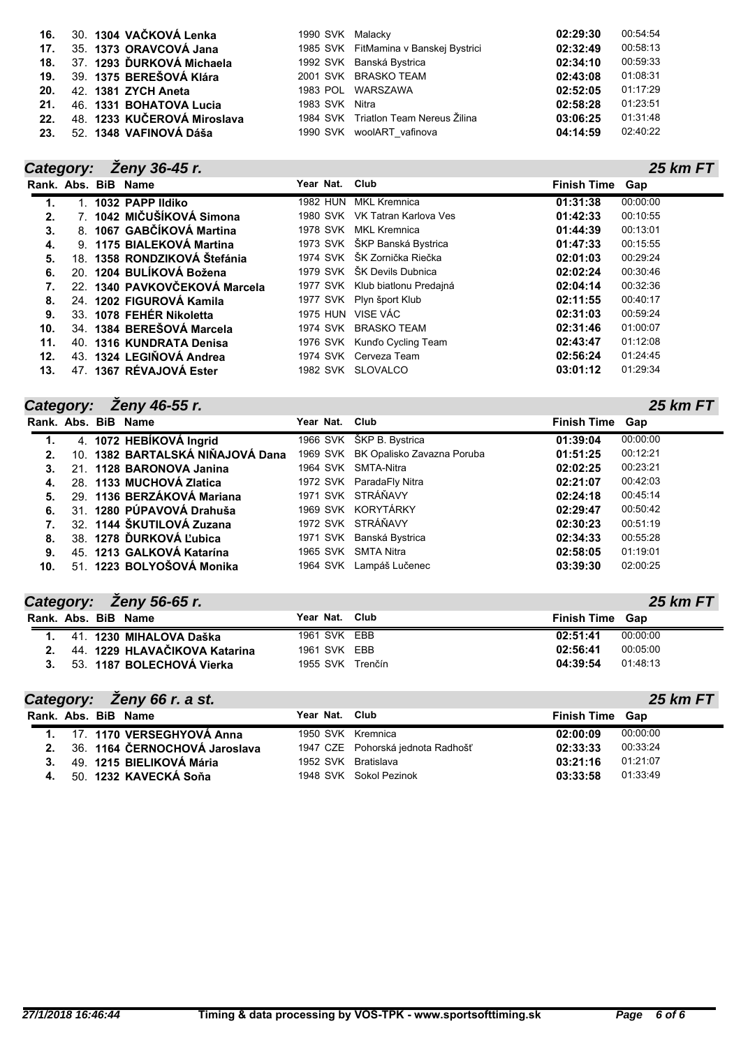| Rank. | Abs. | BiB | Name | Year | Nat. | Club | Finish Time | Gap |
|---|---|---|---|---|---|---|---|---|
| 16. | 30. | 1304 | **VAČKOVÁ Lenka** | 1990 | SVK | Malacky | **02:29:30** | 00:54:54 |
| 17. | 35. | 1373 | **ORAVCOVÁ Jana** | 1985 | SVK | FitMamina v Banskej Bystrici | **02:32:49** | 00:58:13 |
| 18. | 37. | 1293 | **ĎURKOVÁ Michaela** | 1992 | SVK | Banská Bystrica | **02:34:10** | 00:59:33 |
| 19. | 39. | 1375 | **BEREŠOVÁ Klára** | 2001 | SVK | BRASKO TEAM | **02:43:08** | 01:08:31 |
| 20. | 42. | 1381 | **ZYCH Aneta** | 1983 | POL | WARSZAWA | **02:52:05** | 01:17:29 |
| 21. | 46. | 1331 | **BOHATOVA Lucia** | 1983 | SVK | Nitra | **02:58:28** | 01:23:51 |
| 22. | 48. | 1233 | **KUČEROVÁ Miroslava** | 1984 | SVK | Triatlon Team Nereus Žilina | **03:06:25** | 01:31:48 |
| 23. | 52. | 1348 | **VAFINOVÁ Dáša** | 1990 | SVK | woolART_vafinova | **04:14:59** | 02:40:22 |

## *Category: Ženy 36-45 r.* — *25 km FT*

| Rank. | Abs. | BiB | Name | Year | Nat. | Club | Finish Time | Gap |
|---|---|---|---|---|---|---|---|---|
| 1. | 1. | 1032 | **PAPP Ildiko** | 1982 | HUN | MKL Kremnica | **01:31:38** | 00:00:00 |
| 2. | 7. | 1042 | **MIČUŠÍKOVÁ Simona** | 1980 | SVK | VK Tatran Karlova Ves | **01:42:33** | 00:10:55 |
| 3. | 8. | 1067 | **GABČÍKOVÁ Martina** | 1978 | SVK | MKL Kremnica | **01:44:39** | 00:13:01 |
| 4. | 9. | 1175 | **BIALEKOVÁ Martina** | 1973 | SVK | ŠKP Banská Bystrica | **01:47:33** | 00:15:55 |
| 5. | 18. | 1358 | **RONDZIKOVÁ Štefánia** | 1974 | SVK | ŠK Zornička Riečka | **02:01:03** | 00:29:24 |
| 6. | 20. | 1204 | **BULÍKOVÁ Božena** | 1979 | SVK | ŠK Devils Dubnica | **02:02:24** | 00:30:46 |
| 7. | 22. | 1340 | **PAVKOVČEKOVÁ Marcela** | 1977 | SVK | Klub biatlonu Predajná | **02:04:14** | 00:32:36 |
| 8. | 24. | 1202 | **FIGUROVÁ Kamila** | 1977 | SVK | Plyn šport Klub | **02:11:55** | 00:40:17 |
| 9. | 33. | 1078 | **FEHÉR Nikoletta** | 1975 | HUN | VISE VÁC | **02:31:03** | 00:59:24 |
| 10. | 34. | 1384 | **BEREŠOVÁ Marcela** | 1974 | SVK | BRASKO TEAM | **02:31:46** | 01:00:07 |
| 11. | 40. | 1316 | **KUNDRATA Denisa** | 1976 | SVK | Kunďo Cycling Team | **02:43:47** | 01:12:08 |
| 12. | 43. | 1324 | **LEGIŇOVÁ Andrea** | 1974 | SVK | Cerveza Team | **02:56:24** | 01:24:45 |
| 13. | 47. | 1367 | **RÉVAJOVÁ Ester** | 1982 | SVK | SLOVALCO | **03:01:12** | 01:29:34 |

## *Category: Ženy 46-55 r.* — *25 km FT*

| Rank. | Abs. | BiB | Name | Year | Nat. | Club | Finish Time | Gap |
|---|---|---|---|---|---|---|---|---|
| 1. | 4. | 1072 | **HEBÍKOVÁ Ingrid** | 1966 | SVK | ŠKP B. Bystrica | **01:39:04** | 00:00:00 |
| 2. | 10. | 1382 | **BARTALSKÁ NIŇAJOVÁ Dana** | 1969 | SVK | BK Opalisko Zavazna Poruba | **01:51:25** | 00:12:21 |
| 3. | 21. | 1128 | **BARONOVA Janina** | 1964 | SVK | SMTA-Nitra | **02:02:25** | 00:23:21 |
| 4. | 28. | 1133 | **MUCHOVÁ Zlatica** | 1972 | SVK | ParadaFly Nitra | **02:21:07** | 00:42:03 |
| 5. | 29. | 1136 | **BERZÁKOVÁ Mariana** | 1971 | SVK | STRÁŇAVY | **02:24:18** | 00:45:14 |
| 6. | 31. | 1280 | **PÚPAVOVÁ Drahuša** | 1969 | SVK | KORYTÁRKY | **02:29:47** | 00:50:42 |
| 7. | 32. | 1144 | **ŠKUTILOVÁ Zuzana** | 1972 | SVK | STRÁŇAVY | **02:30:23** | 00:51:19 |
| 8. | 38. | 1278 | **ĎURKOVÁ Ľubica** | 1971 | SVK | Banská Bystrica | **02:34:33** | 00:55:28 |
| 9. | 45. | 1213 | **GALKOVÁ Katarína** | 1965 | SVK | SMTA Nitra | **02:58:05** | 01:19:01 |
| 10. | 51. | 1223 | **BOLYOŠOVÁ Monika** | 1964 | SVK | Lampáš Lučenec | **03:39:30** | 02:00:25 |

## *Category: Ženy 56-65 r.* — *25 km FT*

| Rank. | Abs. | BiB | Name | Year | Nat. | Club | Finish Time | Gap |
|---|---|---|---|---|---|---|---|---|
| 1. | 41. | 1230 | **MIHALOVA Daška** | 1961 | SVK | EBB | **02:51:41** | 00:00:00 |
| 2. | 44. | 1229 | **HLAVAČIKOVA Katarina** | 1961 | SVK | EBB | **02:56:41** | 00:05:00 |
| 3. | 53. | 1187 | **BOLECHOVÁ Vierka** | 1955 | SVK | Trenčín | **04:39:54** | 01:48:13 |

## *Category: Ženy 66 r. a st.* — *25 km FT*

| Rank. | Abs. | BiB | Name | Year | Nat. | Club | Finish Time | Gap |
|---|---|---|---|---|---|---|---|---|
| 1. | 17. | 1170 | **VERSEGHYOVÁ Anna** | 1950 | SVK | Kremnica | **02:00:09** | 00:00:00 |
| 2. | 36. | 1164 | **ČERNOCHOVÁ Jaroslava** | 1947 | CZE | Pohorská jednota Radhošť | **02:33:33** | 00:33:24 |
| 3. | 49. | 1215 | **BIELIKOVÁ Mária** | 1952 | SVK | Bratislava | **03:21:16** | 01:21:07 |
| 4. | 50. | 1232 | **KAVECKÁ Soňa** | 1948 | SVK | Sokol Pezinok | **03:33:58** | 01:33:49 |